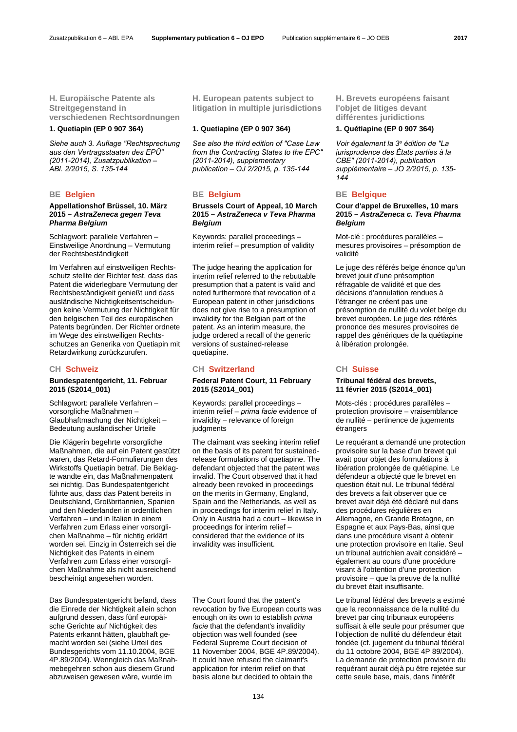## H. Europäische Patente als Streitgegenstand in verschiedenen Rechtsordnungen

### 1. Quetiapin (EP 0 907 364)

*Siehe auch 3. Auflage "Rechtsprechung aus den Vertragsstaaten des EPÜ" (2011-2014), Zusatzpublikation – ABl. 2/2015, S. 135-144*

### BE Belgien

**Appellationshof Brüssel, 10. März 2015 – *AstraZeneca gegen Teva Pharma Belgium***

Schlagwort: parallele Verfahren – Einstweilige Anordnung – Vermutung der Rechtsbeständigkeit

Im Verfahren auf einstweiligen Rechtsschutz stellte der Richter fest, dass das Patent die widerlegbare Vermutung der Rechtsbeständigkeit genießt und dass ausländische Nichtigkeitsentscheidungen keine Vermutung der Nichtigkeit für den belgischen Teil des europäischen Patents begründen. Der Richter ordnete im Wege des einstweiligen Rechtsschutzes an Generika von Quetiapin mit Retardwirkung zurückzurufen.

### CH Schweiz

**Bundespatentgericht, 11. Februar 2015 (S2014_001)**

Schlagwort: parallele Verfahren – vorsorgliche Maßnahmen – Glaubhaftmachung der Nichtigkeit – Bedeutung ausländischer Urteile

Die Klägerin begehrte vorsorgliche Maßnahmen, die auf ein Patent gestützt waren, das Retard-Formulierungen des Wirkstoffs Quetiapin betraf. Die Beklagte wandte ein, das Maßnahmenpatent sei nichtig. Das Bundespatentgericht führte aus, dass das Patent bereits in Deutschland, Großbritannien, Spanien und den Niederlanden in ordentlichen Verfahren – und in Italien in einem Verfahren zum Erlass einer vorsorglichen Maßnahme – für nichtig erklärt worden sei. Einzig in Österreich sei die Nichtigkeit des Patents in einem Verfahren zum Erlass einer vorsorglichen Maßnahme als nicht ausreichend bescheinigt angesehen worden.

Das Bundespatentgericht befand, dass die Einrede der Nichtigkeit allein schon aufgrund dessen, dass fünf europäische Gerichte auf Nichtigkeit des Patents erkannt hätten, glaubhaft gemacht worden sei (siehe Urteil des Bundesgerichts vom 11.10.2004, BGE 4P.89/2004). Wenngleich das Maßnahmebegehren schon aus diesem Grund abzuweisen gewesen wäre, wurde im

## H. European patents subject to litigation in multiple jurisdictions

### 1. Quetiapine (EP 0 907 364)

*See also the third edition of "Case Law from the Contracting States to the EPC" (2011-2014), supplementary publication – OJ 2/2015, p. 135-144*

### BE Belgium

**Brussels Court of Appeal, 10 March 2015 – *AstraZeneca v Teva Pharma Belgium***

Keywords: parallel proceedings – interim relief – presumption of validity

The judge hearing the application for interim relief referred to the rebuttable presumption that a patent is valid and noted furthermore that revocation of a European patent in other jurisdictions does not give rise to a presumption of invalidity for the Belgian part of the patent. As an interim measure, the judge ordered a recall of the generic versions of sustained-release quetiapine.

### CH Switzerland

**Federal Patent Court, 11 February 2015 (S2014_001)**

Keywords: parallel proceedings – interim relief – *prima facie* evidence of invalidity – relevance of foreign judgments

The claimant was seeking interim relief on the basis of its patent for sustained-release formulations of quetiapine. The defendant objected that the patent was invalid. The Court observed that it had already been revoked in proceedings on the merits in Germany, England, Spain and the Netherlands, as well as in proceedings for interim relief in Italy. Only in Austria had a court – likewise in proceedings for interim relief – considered that the evidence of its invalidity was insufficient.

The Court found that the patent's revocation by five European courts was enough on its own to establish *prima facie* that the defendant's invalidity objection was well founded (see Federal Supreme Court decision of 11 November 2004, BGE 4P.89/2004). It could have rejected the claimant's application for interim relief on that basis alone but decided to obtain the

## H. Brevets européens faisant l'objet de litiges devant différentes juridictions

### 1. Quétiapine (EP 0 907 364)

*Voir également la 3[e] édition de "La jurisprudence des États parties à la CBE" (2011-2014), publication supplémentaire – JO 2/2015, p. 135-144*

### BE Belgique

**Cour d'appel de Bruxelles, 10 mars 2015 – *AstraZeneca c. Teva Pharma Belgium***

Mot-clé : procédures parallèles – mesures provisoires – présomption de validité

Le juge des référés belge énonce qu'un brevet jouit d'une présomption réfragable de validité et que des décisions d'annulation rendues à l'étranger ne créant pas une présomption de nullité du volet belge du brevet européen. Le juge des référés prononce des mesures provisoires de rappel des génériques de la quétiapine à libération prolongée.

### CH Suisse

**Tribunal fédéral des brevets, 11 février 2015 (S2014_001)**

Mots-clés : procédures parallèles – protection provisoire – vraisemblance de nullité – pertinence de jugements étrangers

Le requérant a demandé une protection provisoire sur la base d'un brevet qui avait pour objet des formulations à libération prolongée de quétiapine. Le défendeur a objecté que le brevet en question était nul. Le tribunal fédéral des brevets a fait observer que ce brevet avait déjà été déclaré nul dans des procédures régulières en Allemagne, en Grande Bretagne, en Espagne et aux Pays-Bas, ainsi que dans une procédure visant à obtenir une protection provisoire en Italie. Seul un tribunal autrichien avait considéré – également au cours d'une procédure visant à l'obtention d'une protection provisoire – que la preuve de la nullité du brevet était insuffisante.

Le tribunal fédéral des brevets a estimé que la reconnaissance de la nullité du brevet par cinq tribunaux européens suffisait à elle seule pour présumer que l'objection de nullité du défendeur était fondée (cf. jugement du tribunal fédéral du 11 octobre 2004, BGE 4P 89/2004). La demande de protection provisoire du requérant aurait déjà pu être rejetée sur cette seule base, mais, dans l'intérêt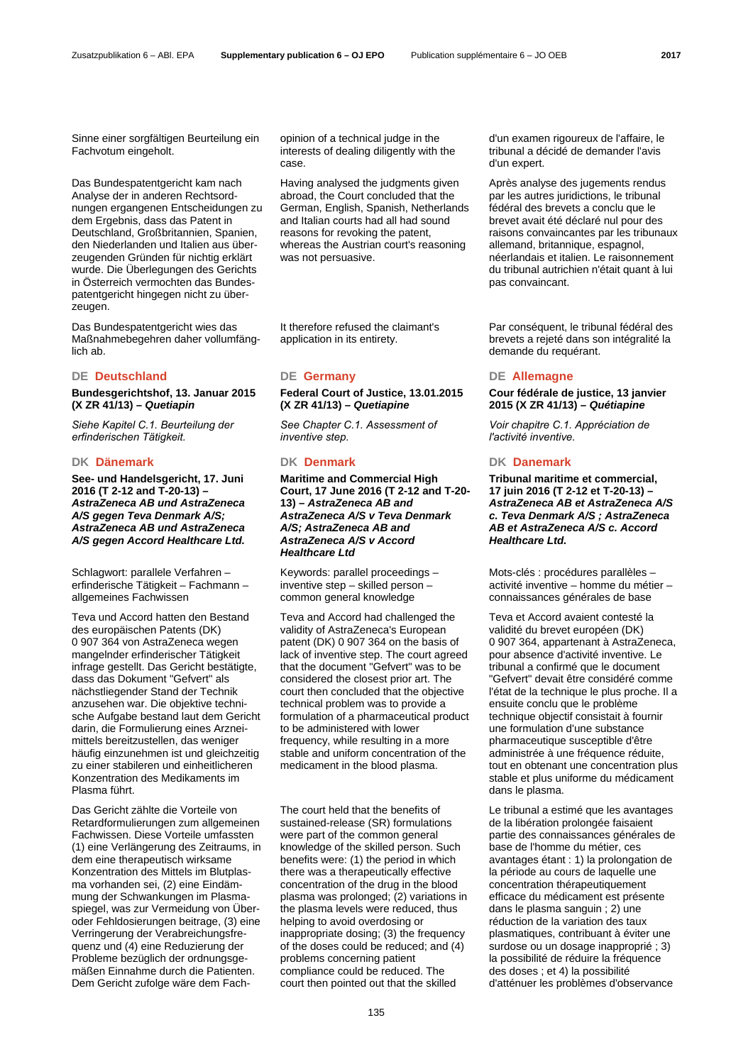Sinne einer sorgfältigen Beurteilung ein Fachvotum eingeholt.

Das Bundespatentgericht kam nach Analyse der in anderen Rechtsordnungen ergangenen Entscheidungen zu dem Ergebnis, dass das Patent in Deutschland, Großbritannien, Spanien, den Niederlanden und Italien aus überzeugenden Gründen für nichtig erklärt wurde. Die Überlegungen des Gerichts in Österreich vermochten das Bundespatentgericht hingegen nicht zu überzeugen.

Das Bundespatentgericht wies das Maßnahmebegehren daher vollumfänglich ab.

## DE Deutschland

**Bundesgerichtshof, 13. Januar 2015 (X ZR 41/13) – *Quetiapin***

*Siehe Kapitel C.1. Beurteilung der erfinderischen Tätigkeit.*

## DK Dänemark

**See- und Handelsgericht, 17. Juni 2016 (T 2-12 and T-20-13) – *AstraZeneca AB und AstraZeneca A/S gegen Teva Denmark A/S; AstraZeneca AB und AstraZeneca A/S gegen Accord Healthcare Ltd.***

Schlagwort: parallele Verfahren – erfinderische Tätigkeit – Fachmann – allgemeines Fachwissen

Teva und Accord hatten den Bestand des europäischen Patents (DK) 0 907 364 von AstraZeneca wegen mangelnder erfinderischer Tätigkeit infrage gestellt. Das Gericht bestätigte, dass das Dokument "Gefvert" als nächstliegender Stand der Technik anzusehen war. Die objektive technische Aufgabe bestand laut dem Gericht darin, die Formulierung eines Arzneimittels bereitzustellen, das weniger häufig einzunehmen ist und gleichzeitig zu einer stabileren und einheitlicheren Konzentration des Medikaments im Plasma führt.

Das Gericht zählte die Vorteile von Retardformulierungen zum allgemeinen Fachwissen. Diese Vorteile umfassten (1) eine Verlängerung des Zeitraums, in dem eine therapeutisch wirksame Konzentration des Mittels im Blutplasma vorhanden sei, (2) eine Eindämmung der Schwankungen im Plasmaspiegel, was zur Vermeidung von Über- oder Fehldosierungen beitrage, (3) eine Verringerung der Verabreichungsfrequenz und (4) eine Reduzierung der Probleme bezüglich der ordnungsgemäßen Einnahme durch die Patienten. Dem Gericht zufolge wäre dem Fach-

opinion of a technical judge in the interests of dealing diligently with the case.

Having analysed the judgments given abroad, the Court concluded that the German, English, Spanish, Netherlands and Italian courts had all had sound reasons for revoking the patent, whereas the Austrian court's reasoning was not persuasive.

It therefore refused the claimant's application in its entirety.

## DE Germany

**Federal Court of Justice, 13.01.2015 (X ZR 41/13) – *Quetiapine***

*See Chapter C.1. Assessment of inventive step.*

## DK Denmark

**Maritime and Commercial High Court, 17 June 2016 (T 2-12 and T-20-13) – *AstraZeneca AB and AstraZeneca A/S v Teva Denmark A/S; AstraZeneca AB and AstraZeneca A/S v Accord Healthcare Ltd***

Keywords: parallel proceedings – inventive step – skilled person – common general knowledge

Teva and Accord had challenged the validity of AstraZeneca's European patent (DK) 0 907 364 on the basis of lack of inventive step. The court agreed that the document "Gefvert" was to be considered the closest prior art. The court then concluded that the objective technical problem was to provide a formulation of a pharmaceutical product to be administered with lower frequency, while resulting in a more stable and uniform concentration of the medicament in the blood plasma.

The court held that the benefits of sustained-release (SR) formulations were part of the common general knowledge of the skilled person. Such benefits were: (1) the period in which there was a therapeutically effective concentration of the drug in the blood plasma was prolonged; (2) variations in the plasma levels were reduced, thus helping to avoid overdosing or inappropriate dosing; (3) the frequency of the doses could be reduced; and (4) problems concerning patient compliance could be reduced. The court then pointed out that the skilled

d'un examen rigoureux de l'affaire, le tribunal a décidé de demander l'avis d'un expert.

Après analyse des jugements rendus par les autres juridictions, le tribunal fédéral des brevets a conclu que le brevet avait été déclaré nul pour des raisons convaincantes par les tribunaux allemand, britannique, espagnol, néerlandais et italien. Le raisonnement du tribunal autrichien n'était quant à lui pas convaincant.

Par conséquent, le tribunal fédéral des brevets a rejeté dans son intégralité la demande du requérant.

## DE Allemagne

**Cour fédérale de justice, 13 janvier 2015 (X ZR 41/13) – *Quétiapine***

*Voir chapitre C.1. Appréciation de l'activité inventive.*

## DK Danemark

**Tribunal maritime et commercial, 17 juin 2016 (T 2-12 et T-20-13) – *AstraZeneca AB et AstraZeneca A/S c. Teva Denmark A/S ; AstraZeneca AB et AstraZeneca A/S c. Accord Healthcare Ltd.***

Mots-clés : procédures parallèles – activité inventive – homme du métier – connaissances générales de base

Teva et Accord avaient contesté la validité du brevet européen (DK) 0 907 364, appartenant à AstraZeneca, pour absence d'activité inventive. Le tribunal a confirmé que le document "Gefvert" devait être considéré comme l'état de la technique le plus proche. Il a ensuite conclu que le problème technique objectif consistait à fournir une formulation d'une substance pharmaceutique susceptible d'être administrée à une fréquence réduite, tout en obtenant une concentration plus stable et plus uniforme du médicament dans le plasma.

Le tribunal a estimé que les avantages de la libération prolongée faisaient partie des connaissances générales de base de l'homme du métier, ces avantages étant : 1) la prolongation de la période au cours de laquelle une concentration thérapeutiquement efficace du médicament était présente dans le plasma sanguin ; 2) une réduction de la variation des taux plasmatiques, contribuant à éviter une surdose ou un dosage inapproprié ; 3) la possibilité de réduire la fréquence des doses ; et 4) la possibilité d'atténuer les problèmes d'observance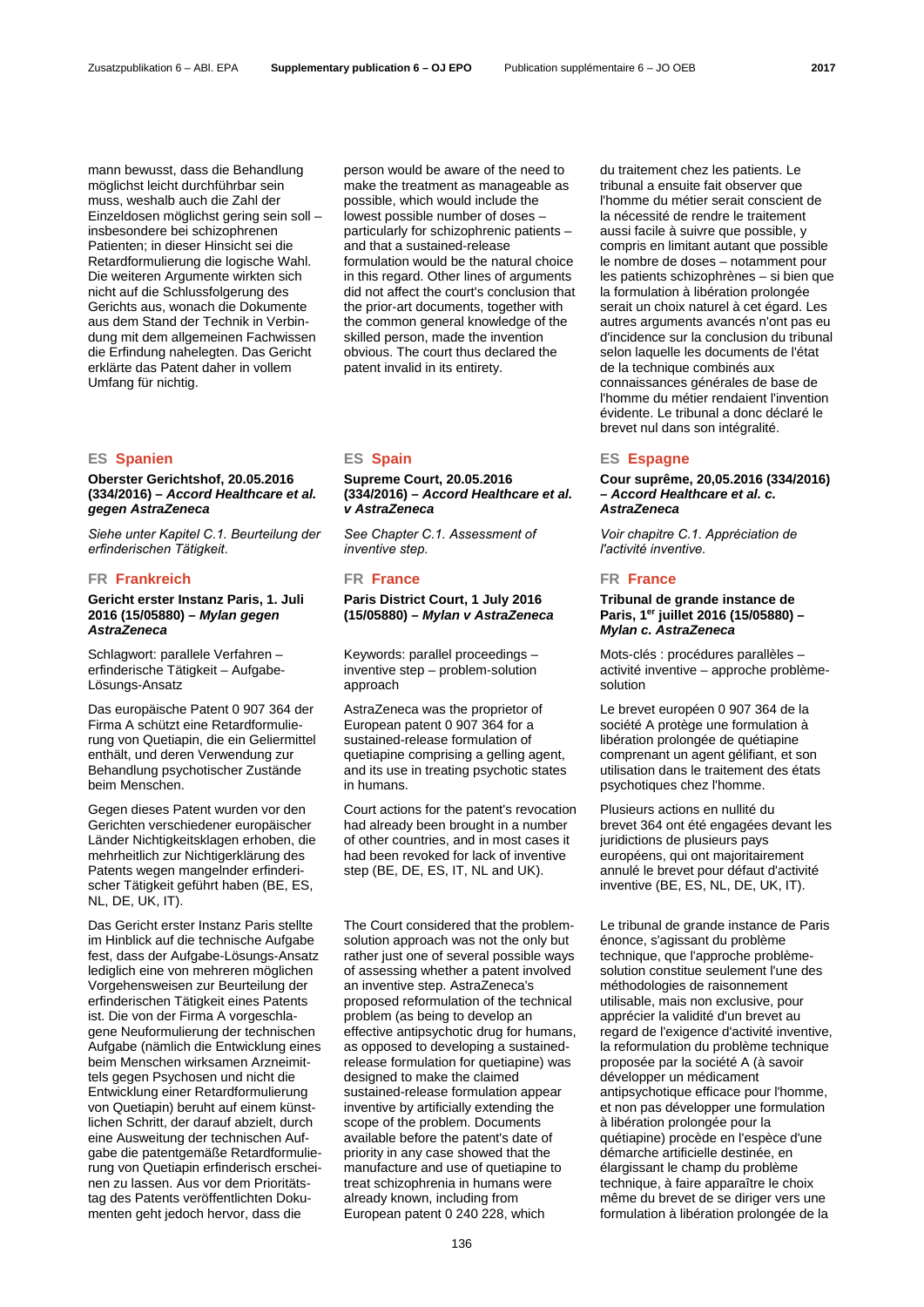mann bewusst, dass die Behandlung möglichst leicht durchführbar sein muss, weshalb auch die Zahl der Einzeldosen möglichst gering sein soll – insbesondere bei schizophrenen Patienten; in dieser Hinsicht sei die Retardformulierung die logische Wahl. Die weiteren Argumente wirkten sich nicht auf die Schlussfolgerung des Gerichts aus, wonach die Dokumente aus dem Stand der Technik in Verbindung mit dem allgemeinen Fachwissen die Erfindung nahelegten. Das Gericht erklärte das Patent daher in vollem Umfang für nichtig.

### ES Spanien

**Oberster Gerichtshof, 20.05.2016 (334/2016) – *Accord Healthcare et al. gegen AstraZeneca***

*Siehe unter Kapitel C.1. Beurteilung der erfinderischen Tätigkeit.*

### FR Frankreich

**Gericht erster Instanz Paris, 1. Juli 2016 (15/05880) – *Mylan gegen AstraZeneca***

Schlagwort: parallele Verfahren – erfinderische Tätigkeit – Aufgabe-Lösungs-Ansatz

Das europäische Patent 0 907 364 der Firma A schützt eine Retardformulierung von Quetiapin, die ein Geliermittel enthält, und deren Verwendung zur Behandlung psychotischer Zustände beim Menschen.

Gegen dieses Patent wurden vor den Gerichten verschiedener europäischer Länder Nichtigkeitsklagen erhoben, die mehrheitlich zur Nichtigerklärung des Patents wegen mangelnder erfinderischer Tätigkeit geführt haben (BE, ES, NL, DE, UK, IT).

Das Gericht erster Instanz Paris stellte im Hinblick auf die technische Aufgabe fest, dass der Aufgabe-Lösungs-Ansatz lediglich eine von mehreren möglichen Vorgehensweisen zur Beurteilung der erfinderischen Tätigkeit eines Patents ist. Die von der Firma A vorgeschlagene Neuformulierung der technischen Aufgabe (nämlich die Entwicklung eines beim Menschen wirksamen Arzneimittels gegen Psychosen und nicht die Entwicklung einer Retardformulierung von Quetiapin) beruht auf einem künstlichen Schritt, der darauf abzielt, durch eine Ausweitung der technischen Aufgabe die patentgemäße Retardformulierung von Quetiapin erfinderisch erscheinen zu lassen. Aus vor dem Prioritätstag des Patents veröffentlichten Dokumenten geht jedoch hervor, dass die

person would be aware of the need to make the treatment as manageable as possible, which would include the lowest possible number of doses – particularly for schizophrenic patients – and that a sustained-release formulation would be the natural choice in this regard. Other lines of arguments did not affect the court's conclusion that the prior-art documents, together with the common general knowledge of the skilled person, made the invention obvious. The court thus declared the patent invalid in its entirety.

### ES Spain

**Supreme Court, 20.05.2016 (334/2016) – *Accord Healthcare et al. v AstraZeneca***

*See Chapter C.1. Assessment of inventive step.*

### FR France

**Paris District Court, 1 July 2016 (15/05880) – *Mylan v AstraZeneca***

Keywords: parallel proceedings – inventive step – problem-solution approach

AstraZeneca was the proprietor of European patent 0 907 364 for a sustained-release formulation of quetiapine comprising a gelling agent, and its use in treating psychotic states in humans.

Court actions for the patent's revocation had already been brought in a number of other countries, and in most cases it had been revoked for lack of inventive step (BE, DE, ES, IT, NL and UK).

The Court considered that the problem-solution approach was not the only but rather just one of several possible ways of assessing whether a patent involved an inventive step. AstraZeneca's proposed reformulation of the technical problem (as being to develop an effective antipsychotic drug for humans, as opposed to developing a sustained-release formulation for quetiapine) was designed to make the claimed sustained-release formulation appear inventive by artificially extending the scope of the problem. Documents available before the patent's date of priority in any case showed that the manufacture and use of quetiapine to treat schizophrenia in humans were already known, including from European patent 0 240 228, which

du traitement chez les patients. Le tribunal a ensuite fait observer que l'homme du métier serait conscient de la nécessité de rendre le traitement aussi facile à suivre que possible, y compris en limitant autant que possible le nombre de doses – notamment pour les patients schizophrènes – si bien que la formulation à libération prolongée serait un choix naturel à cet égard. Les autres arguments avancés n'ont pas eu d'incidence sur la conclusion du tribunal selon laquelle les documents de l'état de la technique combinés aux connaissances générales de base de l'homme du métier rendaient l'invention évidente. Le tribunal a donc déclaré le brevet nul dans son intégralité.

### ES Espagne

**Cour suprême, 20,05.2016 (334/2016) – *Accord Healthcare et al. c. AstraZeneca***

*Voir chapitre C.1. Appréciation de l'activité inventive.*

### FR France

**Tribunal de grande instance de Paris, 1er juillet 2016 (15/05880) – *Mylan c. AstraZeneca***

Mots-clés : procédures parallèles – activité inventive – approche problème-solution

Le brevet européen 0 907 364 de la société A protège une formulation à libération prolongée de quétiapine comprenant un agent gélifiant, et son utilisation dans le traitement des états psychotiques chez l'homme.

Plusieurs actions en nullité du brevet 364 ont été engagées devant les juridictions de plusieurs pays européens, qui ont majoritairement annulé le brevet pour défaut d'activité inventive (BE, ES, NL, DE, UK, IT).

Le tribunal de grande instance de Paris énonce, s'agissant du problème technique, que l'approche problème-solution constitue seulement l'une des méthodologies de raisonnement utilisable, mais non exclusive, pour apprécier la validité d'un brevet au regard de l'exigence d'activité inventive, la reformulation du problème technique proposée par la société A (à savoir développer un médicament antipsychotique efficace pour l'homme, et non pas développer une formulation à libération prolongée pour la quétiapine) procède en l'espèce d'une démarche artificielle destinée, en élargissant le champ du problème technique, à faire apparaître le choix même du brevet de se diriger vers une formulation à libération prolongée de la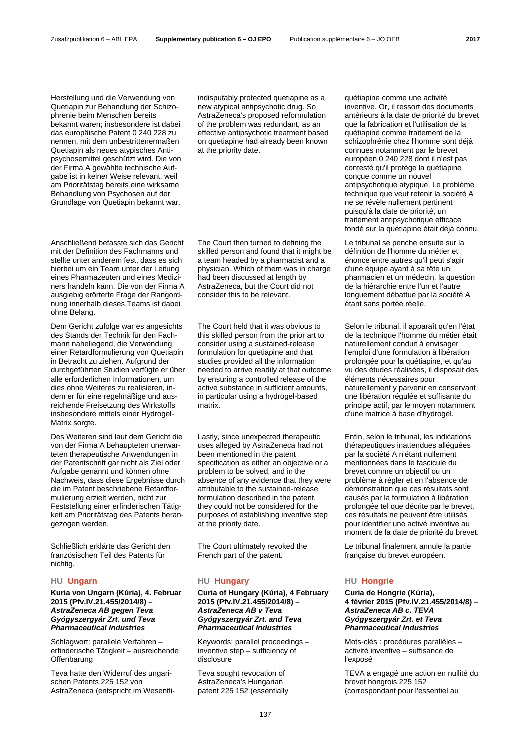Herstellung und die Verwendung von Quetiapin zur Behandlung der Schizophrenie beim Menschen bereits bekannt waren; insbesondere ist dabei das europäische Patent 0 240 228 zu nennen, mit dem unbestrittenermaßen Quetiapin als neues atypisches Antipsychosemittel geschützt wird. Die von der Firma A gewählte technische Aufgabe ist in keiner Weise relevant, weil am Prioritätstag bereits eine wirksame Behandlung von Psychosen auf der Grundlage von Quetiapin bekannt war.

Anschließend befasste sich das Gericht mit der Definition des Fachmanns und stellte unter anderem fest, dass es sich hierbei um ein Team unter der Leitung eines Pharmazeuten und eines Mediziners handeln kann. Die von der Firma A ausgiebig erörterte Frage der Rangordnung innerhalb dieses Teams ist dabei ohne Belang.

Dem Gericht zufolge war es angesichts des Stands der Technik für den Fachmann naheliegend, die Verwendung einer Retardformulierung von Quetiapin in Betracht zu ziehen. Aufgrund der durchgeführten Studien verfügte er über alle erforderlichen Informationen, um dies ohne Weiteres zu realisieren, indem er für eine regelmäßige und ausreichende Freisetzung des Wirkstoffs insbesondere mittels einer Hydrogel-Matrix sorgte.

Des Weiteren sind laut dem Gericht die von der Firma A behaupteten unerwarteten therapeutische Anwendungen in der Patentschrift gar nicht als Ziel oder Aufgabe genannt und können ohne Nachweis, dass diese Ergebnisse durch die im Patent beschriebene Retardformulierung erzielt werden, nicht zur Feststellung einer erfinderischen Tätigkeit am Prioritätstag des Patents herangezogen werden.

Schließlich erklärte das Gericht den französischen Teil des Patents für nichtig.

## HU Ungarn

### Kuria von Ungarn (Kúria), 4. Februar 2015 (Pfv.IV.21.455/2014/8) – *AstraZeneca AB gegen Teva Gyógyszergyár Zrt. und Teva Pharmaceutical Industries*

Schlagwort: parallele Verfahren – erfinderische Tätigkeit – ausreichende Offenbarung

Teva hatte den Widerruf des ungarischen Patents 225 152 von AstraZeneca (entspricht im Wesentli-

indisputably protected quetiapine as a new atypical antipsychotic drug. So AstraZeneca's proposed reformulation of the problem was redundant, as an effective antipsychotic treatment based on quetiapine had already been known at the priority date.

The Court then turned to defining the skilled person and found that it might be a team headed by a pharmacist and a physician. Which of them was in charge had been discussed at length by AstraZeneca, but the Court did not consider this to be relevant.

The Court held that it was obvious to this skilled person from the prior art to consider using a sustained-release formulation for quetiapine and that studies provided all the information needed to arrive readily at that outcome by ensuring a controlled release of the active substance in sufficient amounts, in particular using a hydrogel-based matrix.

Lastly, since unexpected therapeutic uses alleged by AstraZeneca had not been mentioned in the patent specification as either an objective or a problem to be solved, and in the absence of any evidence that they were attributable to the sustained-release formulation described in the patent, they could not be considered for the purposes of establishing inventive step at the priority date.

The Court ultimately revoked the French part of the patent.

## HU Hungary

### Curia of Hungary (Kúria), 4 February 2015 (Pfv.IV.21.455/2014/8) – *AstraZeneca AB v Teva Gyógyszergyár Zrt. and Teva Pharmaceutical Industries*

Keywords: parallel proceedings – inventive step – sufficiency of disclosure

Teva sought revocation of AstraZeneca's Hungarian patent 225 152 (essentially

quétiapine comme une activité inventive. Or, il ressort des documents antérieurs à la date de priorité du brevet que la fabrication et l'utilisation de la quétiapine comme traitement de la schizophrénie chez l'homme sont déjà connues notamment par le brevet européen 0 240 228 dont il n'est pas contesté qu'il protège la quétiapine conçue comme un nouvel antipsychotique atypique. Le problème technique que veut retenir la société A ne se révèle nullement pertinent puisqu'à la date de priorité, un traitement antipsychotique efficace fondé sur la quétiapine était déjà connu.

Le tribunal se penche ensuite sur la définition de l'homme du métier et énonce entre autres qu'il peut s'agir d'une équipe ayant à sa tête un pharmacien et un médecin, la question de la hiérarchie entre l'un et l'autre longuement débattue par la société A étant sans portée réelle.

Selon le tribunal, il apparaît qu'en l'état de la technique l'homme du métier était naturellement conduit à envisager l'emploi d'une formulation à libération prolongée pour la quétiapine, et qu'au vu des études réalisées, il disposait des éléments nécessaires pour naturellement y parvenir en conservant une libération régulée et suffisante du principe actif, par le moyen notamment d'une matrice à base d'hydrogel.

Enfin, selon le tribunal, les indications thérapeutiques inattendues alléguées par la société A n'étant nullement mentionnées dans le fascicule du brevet comme un objectif ou un problème à régler et en l'absence de démonstration que ces résultats sont causés par la formulation à libération prolongée tel que décrite par le brevet, ces résultats ne peuvent être utilisés pour identifier une activé inventive au moment de la date de priorité du brevet.

Le tribunal finalement annule la partie française du brevet européen.

## HU Hongrie

### Curia de Hongrie (Kúria), 4 février 2015 (Pfv.IV.21.455/2014/8) – *AstraZeneca AB c. TEVA Gyógyszergyár Zrt. et Teva Pharmaceutical Industries*

Mots-clés : procédures parallèles – activité inventive – suffisance de l'exposé

TEVA a engagé une action en nullité du brevet hongrois 225 152 (correspondant pour l'essentiel au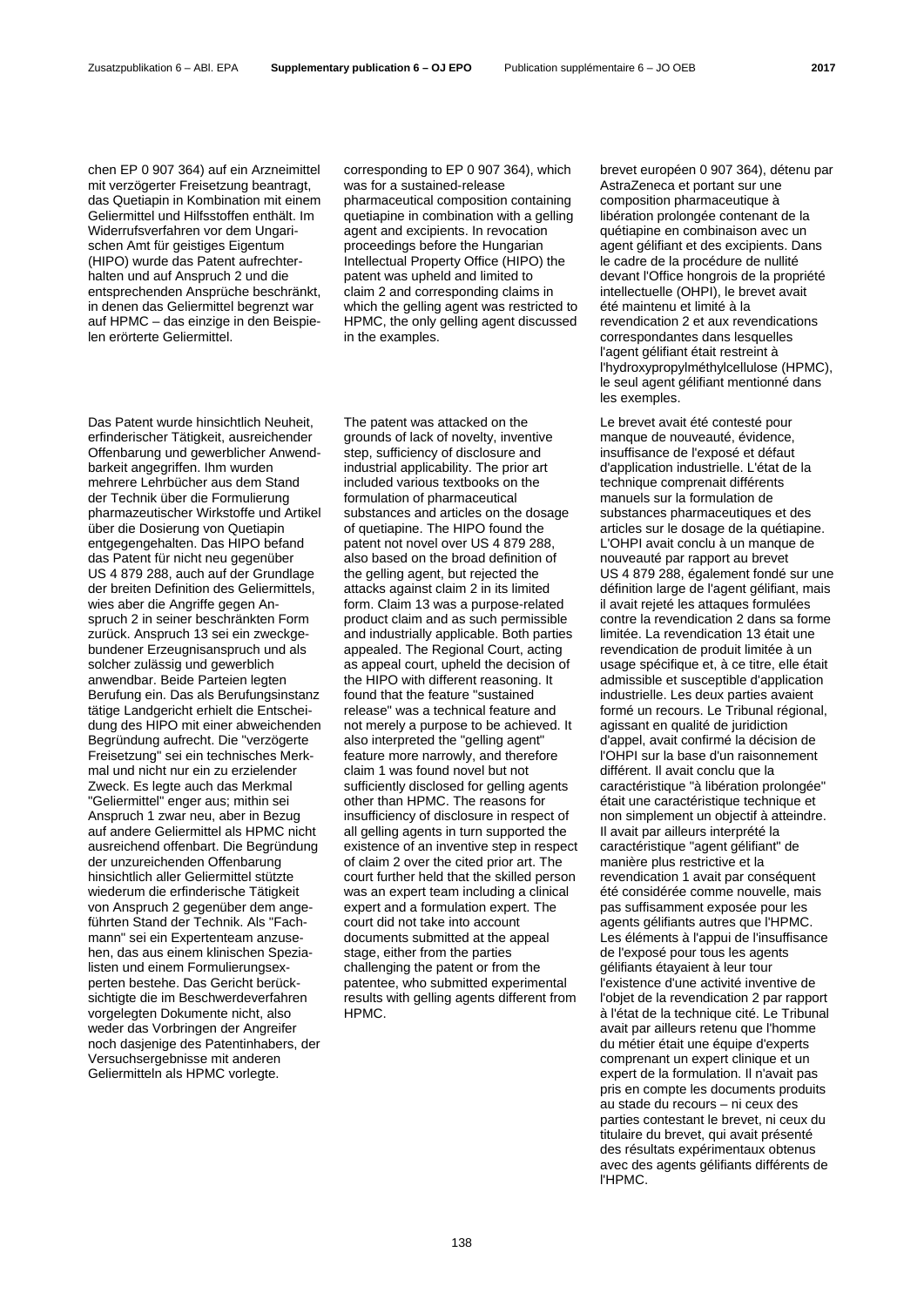chen EP 0 907 364) auf ein Arzneimittel mit verzögerter Freisetzung beantragt, das Quetiapin in Kombination mit einem Geliermittel und Hilfsstoffen enthält. Im Widerrufsverfahren vor dem Ungarischen Amt für geistiges Eigentum (HIPO) wurde das Patent aufrechterhalten und auf Anspruch 2 und die entsprechenden Ansprüche beschränkt, in denen das Geliermittel begrenzt war auf HPMC – das einzige in den Beispielen erörterte Geliermittel.

Das Patent wurde hinsichtlich Neuheit, erfinderischer Tätigkeit, ausreichender Offenbarung und gewerblicher Anwendbarkeit angegriffen. Ihm wurden mehrere Lehrbücher aus dem Stand der Technik über die Formulierung pharmazeutischer Wirkstoffe und Artikel über die Dosierung von Quetiapin entgegengehalten. Das HIPO befand das Patent für nicht neu gegenüber US 4 879 288, auch auf der Grundlage der breiten Definition des Geliermittels, wies aber die Angriffe gegen Anspruch 2 in seiner beschränkten Form zurück. Anspruch 13 sei ein zweckgebundener Erzeugnisanspruch und als solcher zulässig und gewerblich anwendbar. Beide Parteien legten Berufung ein. Das als Berufungsinstanz tätige Landgericht erhielt die Entscheidung des HIPO mit einer abweichenden Begründung aufrecht. Die "verzögerte Freisetzung" sei ein technisches Merkmal und nicht nur ein zu erzielender Zweck. Es legte auch das Merkmal "Geliermittel" enger aus; mithin sei Anspruch 1 zwar neu, aber in Bezug auf andere Geliermittel als HPMC nicht ausreichend offenbart. Die Begründung der unzureichenden Offenbarung hinsichtlich aller Geliermittel stützte wiederum die erfinderische Tätigkeit von Anspruch 2 gegenüber dem angeführten Stand der Technik. Als "Fachmann" sei ein Expertenteam anzusehen, das aus einem klinischen Spezialisten und einem Formulierungsexperten bestehe. Das Gericht berücksichtigte die im Beschwerdeverfahren vorgelegten Dokumente nicht, also weder das Vorbringen der Angreifer noch dasjenige des Patentinhabers, der Versuchsergebnisse mit anderen Geliermitteln als HPMC vorlegte.

corresponding to EP 0 907 364), which was for a sustained-release pharmaceutical composition containing quetiapine in combination with a gelling agent and excipients. In revocation proceedings before the Hungarian Intellectual Property Office (HIPO) the patent was upheld and limited to claim 2 and corresponding claims in which the gelling agent was restricted to HPMC, the only gelling agent discussed in the examples.

The patent was attacked on the grounds of lack of novelty, inventive step, sufficiency of disclosure and industrial applicability. The prior art included various textbooks on the formulation of pharmaceutical substances and articles on the dosage of quetiapine. The HIPO found the patent not novel over US 4 879 288, also based on the broad definition of the gelling agent, but rejected the attacks against claim 2 in its limited form. Claim 13 was a purpose-related product claim and as such permissible and industrially applicable. Both parties appealed. The Regional Court, acting as appeal court, upheld the decision of the HIPO with different reasoning. It found that the feature "sustained release" was a technical feature and not merely a purpose to be achieved. It also interpreted the "gelling agent" feature more narrowly, and therefore claim 1 was found novel but not sufficiently disclosed for gelling agents other than HPMC. The reasons for insufficiency of disclosure in respect of all gelling agents in turn supported the existence of an inventive step in respect of claim 2 over the cited prior art. The court further held that the skilled person was an expert team including a clinical expert and a formulation expert. The court did not take into account documents submitted at the appeal stage, either from the parties challenging the patent or from the patentee, who submitted experimental results with gelling agents different from HPMC.

brevet européen 0 907 364), détenu par AstraZeneca et portant sur une composition pharmaceutique à libération prolongée contenant de la quétiapine en combinaison avec un agent gélifiant et des excipients. Dans le cadre de la procédure de nullité devant l'Office hongrois de la propriété intellectuelle (OHPI), le brevet avait été maintenu et limité à la revendication 2 et aux revendications correspondantes dans lesquelles l'agent gélifiant était restreint à l'hydroxypropylméthylcellulose (HPMC), le seul agent gélifiant mentionné dans les exemples.

Le brevet avait été contesté pour manque de nouveauté, évidence, insuffisance de l'exposé et défaut d'application industrielle. L'état de la technique comprenait différents manuels sur la formulation de substances pharmaceutiques et des articles sur le dosage de la quétiapine. L'OHPI avait conclu à un manque de nouveauté par rapport au brevet US 4 879 288, également fondé sur une définition large de l'agent gélifiant, mais il avait rejeté les attaques formulées contre la revendication 2 dans sa forme limitée. La revendication 13 était une revendication de produit limitée à un usage spécifique et, à ce titre, elle était admissible et susceptible d'application industrielle. Les deux parties avaient formé un recours. Le Tribunal régional, agissant en qualité de juridiction d'appel, avait confirmé la décision de l'OHPI sur la base d'un raisonnement différent. Il avait conclu que la caractéristique "à libération prolongée" était une caractéristique technique et non simplement un objectif à atteindre. Il avait par ailleurs interprété la caractéristique "agent gélifiant" de manière plus restrictive et la revendication 1 avait par conséquent été considérée comme nouvelle, mais pas suffisamment exposée pour les agents gélifiants autres que l'HPMC. Les éléments à l'appui de l'insuffisance de l'exposé pour tous les agents gélifiants étayaient à leur tour l'existence d'une activité inventive de l'objet de la revendication 2 par rapport à l'état de la technique cité. Le Tribunal avait par ailleurs retenu que l'homme du métier était une équipe d'experts comprenant un expert clinique et un expert de la formulation. Il n'avait pas pris en compte les documents produits au stade du recours – ni ceux des parties contestant le brevet, ni ceux du titulaire du brevet, qui avait présenté des résultats expérimentaux obtenus avec des agents gélifiants différents de l'HPMC.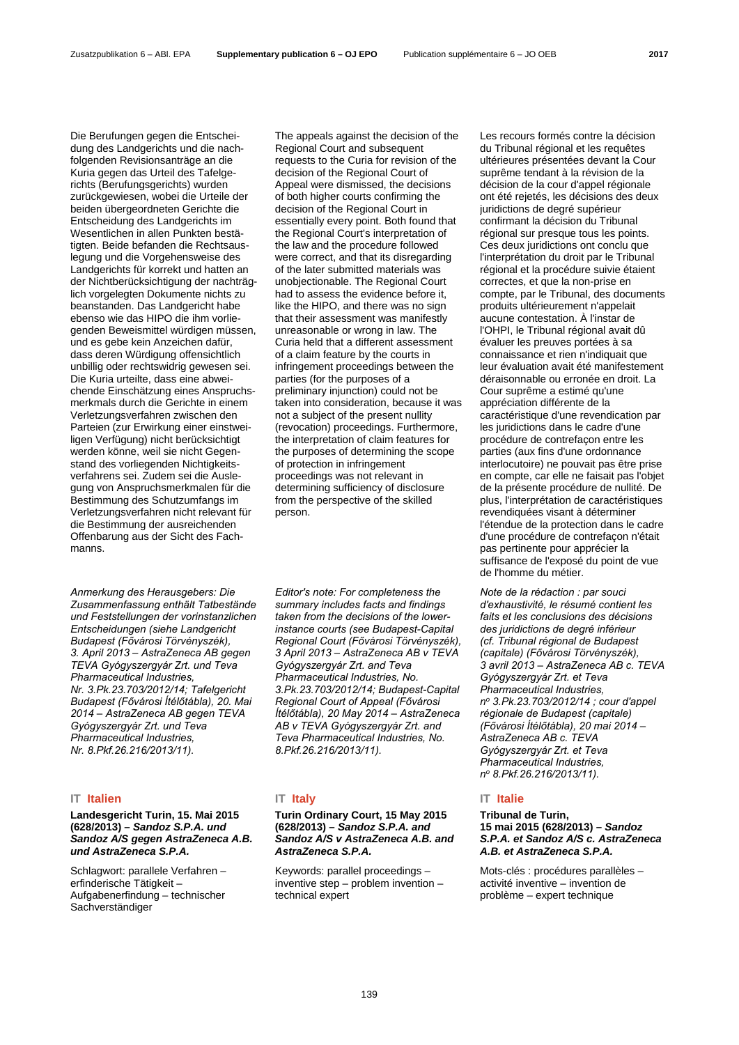Die Berufungen gegen die Entscheidung des Landgerichts und die nachfolgenden Revisionsanträge an die Kuria gegen das Urteil des Tafelgerichts (Berufungsgerichts) wurden zurückgewiesen, wobei die Urteile der beiden übergeordneten Gerichte die Entscheidung des Landgerichts im Wesentlichen in allen Punkten bestätigten. Beide befanden die Rechtsauslegung und die Vorgehensweise des Landgerichts für korrekt und hatten an der Nichtberücksichtigung der nachträglich vorgelegten Dokumente nichts zu beanstanden. Das Landgericht habe ebenso wie das HIPO die ihm vorliegenden Beweismittel würdigen müssen, und es gebe kein Anzeichen dafür, dass deren Würdigung offensichtlich unbillig oder rechtswidrig gewesen sei. Die Kuria urteilte, dass eine abweichende Einschätzung eines Anspruchsmerkmals durch die Gerichte in einem Verletzungsverfahren zwischen den Parteien (zur Erwirkung einer einstweiligen Verfügung) nicht berücksichtigt werden könne, weil sie nicht Gegenstand des vorliegenden Nichtigkeitsverfahrens sei. Zudem sei die Auslegung von Anspruchsmerkmalen für die Bestimmung des Schutzumfangs im Verletzungsverfahren nicht relevant für die Bestimmung der ausreichenden Offenbarung aus der Sicht des Fachmanns.

*Anmerkung des Herausgebers: Die Zusammenfassung enthält Tatbestände und Feststellungen der vorinstanzlichen Entscheidungen (siehe Landgericht Budapest (Fővárosi Törvényszék), 3. April 2013 – AstraZeneca AB gegen TEVA Gyógyszergyár Zrt. und Teva Pharmaceutical Industries, Nr. 3.Pk.23.703/2012/14; Tafelgericht Budapest (Fővárosi Ítélőtábla), 20. Mai 2014 – AstraZeneca AB gegen TEVA Gyógyszergyár Zrt. und Teva Pharmaceutical Industries, Nr. 8.Pkf.26.216/2013/11).*

## IT Italien

**Landesgericht Turin, 15. Mai 2015 (628/2013) – *Sandoz S.P.A. und Sandoz A/S gegen AstraZeneca A.B. und AstraZeneca S.P.A.***

Schlagwort: parallele Verfahren – erfinderische Tätigkeit – Aufgabenerfindung – technischer Sachverständiger

The appeals against the decision of the Regional Court and subsequent requests to the Curia for revision of the decision of the Regional Court of Appeal were dismissed, the decisions of both higher courts confirming the decision of the Regional Court in essentially every point. Both found that the Regional Court's interpretation of the law and the procedure followed were correct, and that its disregarding of the later submitted materials was unobjectionable. The Regional Court had to assess the evidence before it, like the HIPO, and there was no sign that their assessment was manifestly unreasonable or wrong in law. The Curia held that a different assessment of a claim feature by the courts in infringement proceedings between the parties (for the purposes of a preliminary injunction) could not be taken into consideration, because it was not a subject of the present nullity (revocation) proceedings. Furthermore, the interpretation of claim features for the purposes of determining the scope of protection in infringement proceedings was not relevant in determining sufficiency of disclosure from the perspective of the skilled person.

*Editor's note: For completeness the summary includes facts and findings taken from the decisions of the lower-instance courts (see Budapest-Capital Regional Court (Fővárosi Törvényszék), 3 April 2013 – AstraZeneca AB v TEVA Gyógyszergyár Zrt. and Teva Pharmaceutical Industries, No. 3.Pk.23.703/2012/14; Budapest-Capital Regional Court of Appeal (Fővárosi Ítélőtábla), 20 May 2014 – AstraZeneca AB v TEVA Gyógyszergyár Zrt. and Teva Pharmaceutical Industries, No. 8.Pkf.26.216/2013/11).*

## IT Italy

**Turin Ordinary Court, 15 May 2015 (628/2013) – *Sandoz S.P.A. and Sandoz A/S v AstraZeneca A.B. and AstraZeneca S.P.A.***

Keywords: parallel proceedings – inventive step – problem invention – technical expert

Les recours formés contre la décision du Tribunal régional et les requêtes ultérieures présentées devant la Cour suprême tendant à la révision de la décision de la cour d'appel régionale ont été rejetés, les décisions des deux juridictions de degré supérieur confirmant la décision du Tribunal régional sur presque tous les points. Ces deux juridictions ont conclu que l'interprétation du droit par le Tribunal régional et la procédure suivie étaient correctes, et que la non-prise en compte, par le Tribunal, des documents produits ultérieurement n'appelait aucune contestation. À l'instar de l'OHPI, le Tribunal régional avait dû évaluer les preuves portées à sa connaissance et rien n'indiquait que leur évaluation avait été manifestement déraisonnable ou erronée en droit. La Cour suprême a estimé qu'une appréciation différente de la caractéristique d'une revendication par les juridictions dans le cadre d'une procédure de contrefaçon entre les parties (aux fins d'une ordonnance interlocutoire) ne pouvait pas être prise en compte, car elle ne faisait pas l'objet de la présente procédure de nullité. De plus, l'interprétation de caractéristiques revendiquées visant à déterminer l'étendue de la protection dans le cadre d'une procédure de contrefaçon n'était pas pertinente pour apprécier la suffisance de l'exposé du point de vue de l'homme du métier.

*Note de la rédaction : par souci d'exhaustivité, le résumé contient les faits et les conclusions des décisions des juridictions de degré inférieur (cf. Tribunal régional de Budapest (capitale) (Fővárosi Törvényszék), 3 avril 2013 – AstraZeneca AB c. TEVA Gyógyszergyár Zrt. et Teva Pharmaceutical Industries, nº 3.Pk.23.703/2012/14 ; cour d'appel régionale de Budapest (capitale) (Fővárosi Ítélőtábla), 20 mai 2014 – AstraZeneca AB c. TEVA Gyógyszergyár Zrt. et Teva Pharmaceutical Industries, nº 8.Pkf.26.216/2013/11).*

## IT Italie

**Tribunal de Turin, 15 mai 2015 (628/2013) – *Sandoz S.P.A. et Sandoz A/S c. AstraZeneca A.B. et AstraZeneca S.P.A.***

Mots-clés : procédures parallèles – activité inventive – invention de problème – expert technique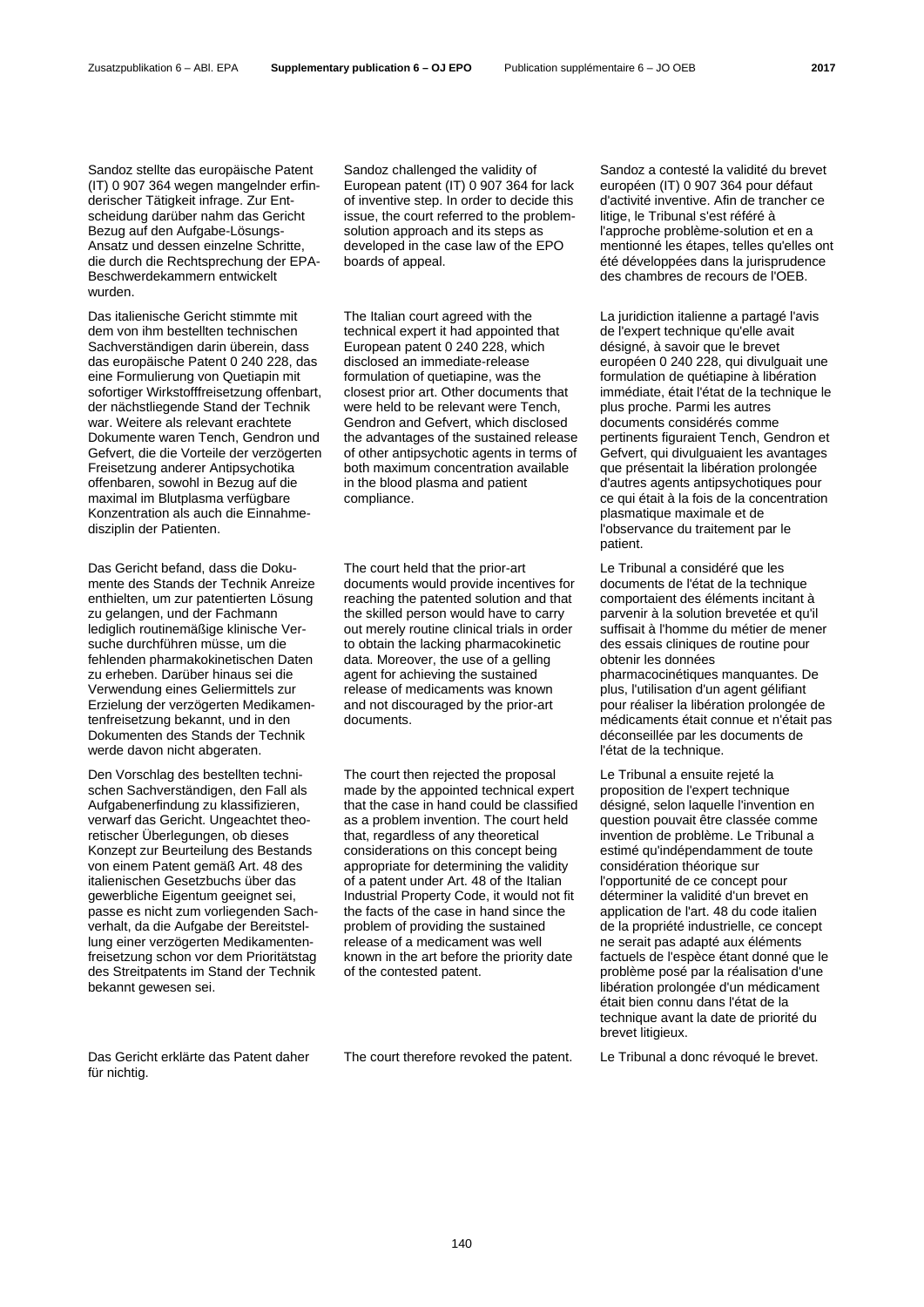Sandoz stellte das europäische Patent (IT) 0 907 364 wegen mangelnder erfinderischer Tätigkeit infrage. Zur Entscheidung darüber nahm das Gericht Bezug auf den Aufgabe-Lösungs-Ansatz und dessen einzelne Schritte, die durch die Rechtsprechung der EPA-Beschwerdekammern entwickelt wurden.

Das italienische Gericht stimmte mit dem von ihm bestellten technischen Sachverständigen darin überein, dass das europäische Patent 0 240 228, das eine Formulierung von Quetiapin mit sofortiger Wirkstofffreisetzung offenbart, der nächstliegende Stand der Technik war. Weitere als relevant erachtete Dokumente waren Tench, Gendron und Gefvert, die die Vorteile der verzögerten Freisetzung anderer Antipsychotika offenbaren, sowohl in Bezug auf die maximal im Blutplasma verfügbare Konzentration als auch die Einnahmedisziplin der Patienten.

Das Gericht befand, dass die Dokumente des Stands der Technik Anreize enthielten, um zur patentierten Lösung zu gelangen, und der Fachmann lediglich routinemäßige klinische Versuche durchführen müsse, um die fehlenden pharmakokinetischen Daten zu erheben. Darüber hinaus sei die Verwendung eines Geliermittels zur Erzielung der verzögerten Medikamentenfreisetzung bekannt, und in den Dokumenten des Stands der Technik werde davon nicht abgeraten.

Den Vorschlag des bestellten technischen Sachverständigen, den Fall als Aufgabenerfindung zu klassifizieren, verwarf das Gericht. Ungeachtet theoretischer Überlegungen, ob dieses Konzept zur Beurteilung des Bestands von einem Patent gemäß Art. 48 des italienischen Gesetzbuchs über das gewerbliche Eigentum geeignet sei, passe es nicht zum vorliegenden Sachverhalt, da die Aufgabe der Bereitstellung einer verzögerten Medikamentenfreisetzung schon vor dem Prioritätstag des Streitpatents im Stand der Technik bekannt gewesen sei.

Das Gericht erklärte das Patent daher für nichtig.

Sandoz challenged the validity of European patent (IT) 0 907 364 for lack of inventive step. In order to decide this issue, the court referred to the problem-solution approach and its steps as developed in the case law of the EPO boards of appeal.

The Italian court agreed with the technical expert it had appointed that European patent 0 240 228, which disclosed an immediate-release formulation of quetiapine, was the closest prior art. Other documents that were held to be relevant were Tench, Gendron and Gefvert, which disclosed the advantages of the sustained release of other antipsychotic agents in terms of both maximum concentration available in the blood plasma and patient compliance.

The court held that the prior-art documents would provide incentives for reaching the patented solution and that the skilled person would have to carry out merely routine clinical trials in order to obtain the lacking pharmacokinetic data. Moreover, the use of a gelling agent for achieving the sustained release of medicaments was known and not discouraged by the prior-art documents.

The court then rejected the proposal made by the appointed technical expert that the case in hand could be classified as a problem invention. The court held that, regardless of any theoretical considerations on this concept being appropriate for determining the validity of a patent under Art. 48 of the Italian Industrial Property Code, it would not fit the facts of the case in hand since the problem of providing the sustained release of a medicament was well known in the art before the priority date of the contested patent.

The court therefore revoked the patent.

Sandoz a contesté la validité du brevet européen (IT) 0 907 364 pour défaut d'activité inventive. Afin de trancher ce litige, le Tribunal s'est référé à l'approche problème-solution et en a mentionné les étapes, telles qu'elles ont été développées dans la jurisprudence des chambres de recours de l'OEB.

La juridiction italienne a partagé l'avis de l'expert technique qu'elle avait désigné, à savoir que le brevet européen 0 240 228, qui divulguait une formulation de quétiapine à libération immédiate, était l'état de la technique le plus proche. Parmi les autres documents considérés comme pertinents figuraient Tench, Gendron et Gefvert, qui divulguaient les avantages que présentait la libération prolongée d'autres agents antipsychotiques pour ce qui était à la fois de la concentration plasmatique maximale et de l'observance du traitement par le patient.

Le Tribunal a considéré que les documents de l'état de la technique comportaient des éléments incitant à parvenir à la solution brevetée et qu'il suffisait à l'homme du métier de mener des essais cliniques de routine pour obtenir les données pharmacocinétiques manquantes. De plus, l'utilisation d'un agent gélifiant pour réaliser la libération prolongée de médicaments était connue et n'était pas déconseillée par les documents de l'état de la technique.

Le Tribunal a ensuite rejeté la proposition de l'expert technique désigné, selon laquelle l'invention en question pouvait être classée comme invention de problème. Le Tribunal a estimé qu'indépendamment de toute considération théorique sur l'opportunité de ce concept pour déterminer la validité d'un brevet en application de l'art. 48 du code italien de la propriété industrielle, ce concept ne serait pas adapté aux éléments factuels de l'espèce étant donné que le problème posé par la réalisation d'une libération prolongée d'un médicament était bien connu dans l'état de la technique avant la date de priorité du brevet litigieux.

Le Tribunal a donc révoqué le brevet.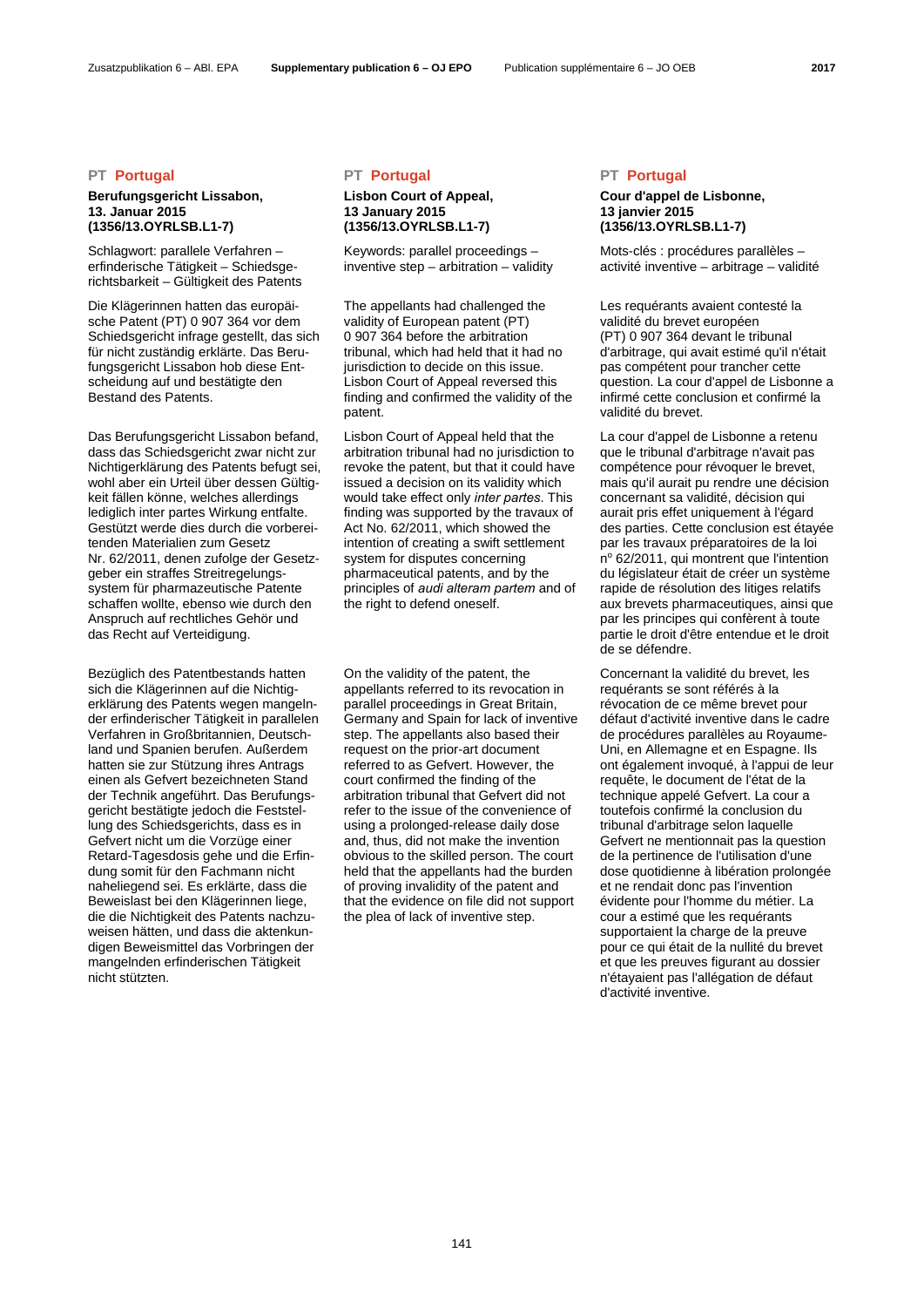## PT Portugal

### Berufungsgericht Lissabon, 13. Januar 2015 (1356/13.OYRLSB.L1-7)

Schlagwort: parallele Verfahren – erfinderische Tätigkeit – Schiedsgerichtsbarkeit – Gültigkeit des Patents

Die Klägerinnen hatten das europäische Patent (PT) 0 907 364 vor dem Schiedsgericht infrage gestellt, das sich für nicht zuständig erklärte. Das Berufungsgericht Lissabon hob diese Entscheidung auf und bestätigte den Bestand des Patents.

Das Berufungsgericht Lissabon befand, dass das Schiedsgericht zwar nicht zur Nichtigerklärung des Patents befugt sei, wohl aber ein Urteil über dessen Gültigkeit fällen könne, welches allerdings lediglich inter partes Wirkung entfalte. Gestützt werde dies durch die vorbereitenden Materialien zum Gesetz Nr. 62/2011, denen zufolge der Gesetzgeber ein straffes Streitregelungssystem für pharmazeutische Patente schaffen wollte, ebenso wie durch den Anspruch auf rechtliches Gehör und das Recht auf Verteidigung.

Bezüglich des Patentbestands hatten sich die Klägerinnen auf die Nichtigerklärung des Patents wegen mangelnder erfinderischer Tätigkeit in parallelen Verfahren in Großbritannien, Deutschland und Spanien berufen. Außerdem hatten sie zur Stützung ihres Antrags einen als Gefvert bezeichneten Stand der Technik angeführt. Das Berufungsgericht bestätigte jedoch die Feststellung des Schiedsgerichts, dass es in Gefvert nicht um die Vorzüge einer Retard-Tagesdosis gehe und die Erfindung somit für den Fachmann nicht naheliegend sei. Es erklärte, dass die Beweislast bei den Klägerinnen liege, die die Nichtigkeit des Patents nachzuweisen hätten, und dass die aktenkundigen Beweismittel das Vorbringen der mangelnden erfinderischen Tätigkeit nicht stützten.

## PT Portugal

### Lisbon Court of Appeal, 13 January 2015 (1356/13.OYRLSB.L1-7)

Keywords: parallel proceedings – inventive step – arbitration – validity

The appellants had challenged the validity of European patent (PT) 0 907 364 before the arbitration tribunal, which had held that it had no jurisdiction to decide on this issue. Lisbon Court of Appeal reversed this finding and confirmed the validity of the patent.

Lisbon Court of Appeal held that the arbitration tribunal had no jurisdiction to revoke the patent, but that it could have issued a decision on its validity which would take effect only *inter partes*. This finding was supported by the travaux of Act No. 62/2011, which showed the intention of creating a swift settlement system for disputes concerning pharmaceutical patents, and by the principles of *audi alteram partem* and of the right to defend oneself.

On the validity of the patent, the appellants referred to its revocation in parallel proceedings in Great Britain, Germany and Spain for lack of inventive step. The appellants also based their request on the prior-art document referred to as Gefvert. However, the court confirmed the finding of the arbitration tribunal that Gefvert did not refer to the issue of the convenience of using a prolonged-release daily dose and, thus, did not make the invention obvious to the skilled person. The court held that the appellants had the burden of proving invalidity of the patent and that the evidence on file did not support the plea of lack of inventive step.

## PT Portugal

### Cour d'appel de Lisbonne, 13 janvier 2015 (1356/13.OYRLSB.L1-7)

Mots-clés : procédures parallèles – activité inventive – arbitrage – validité

Les requérants avaient contesté la validité du brevet européen (PT) 0 907 364 devant le tribunal d'arbitrage, qui avait estimé qu'il n'était pas compétent pour trancher cette question. La cour d'appel de Lisbonne a infirmé cette conclusion et confirmé la validité du brevet.

La cour d'appel de Lisbonne a retenu que le tribunal d'arbitrage n'avait pas compétence pour révoquer le brevet, mais qu'il aurait pu rendre une décision concernant sa validité, décision qui aurait pris effet uniquement à l'égard des parties. Cette conclusion est étayée par les travaux préparatoires de la loi n° 62/2011, qui montrent que l'intention du législateur était de créer un système rapide de résolution des litiges relatifs aux brevets pharmaceutiques, ainsi que par les principes qui confèrent à toute partie le droit d'être entendue et le droit de se défendre.

Concernant la validité du brevet, les requérants se sont référés à la révocation de ce même brevet pour défaut d'activité inventive dans le cadre de procédures parallèles au Royaume-Uni, en Allemagne et en Espagne. Ils ont également invoqué, à l'appui de leur requête, le document de l'état de la technique appelé Gefvert. La cour a toutefois confirmé la conclusion du tribunal d'arbitrage selon laquelle Gefvert ne mentionnait pas la question de la pertinence de l'utilisation d'une dose quotidienne à libération prolongée et ne rendait donc pas l'invention évidente pour l'homme du métier. La cour a estimé que les requérants supportaient la charge de la preuve pour ce qui était de la nullité du brevet et que les preuves figurant au dossier n'étayaient pas l'allégation de défaut d'activité inventive.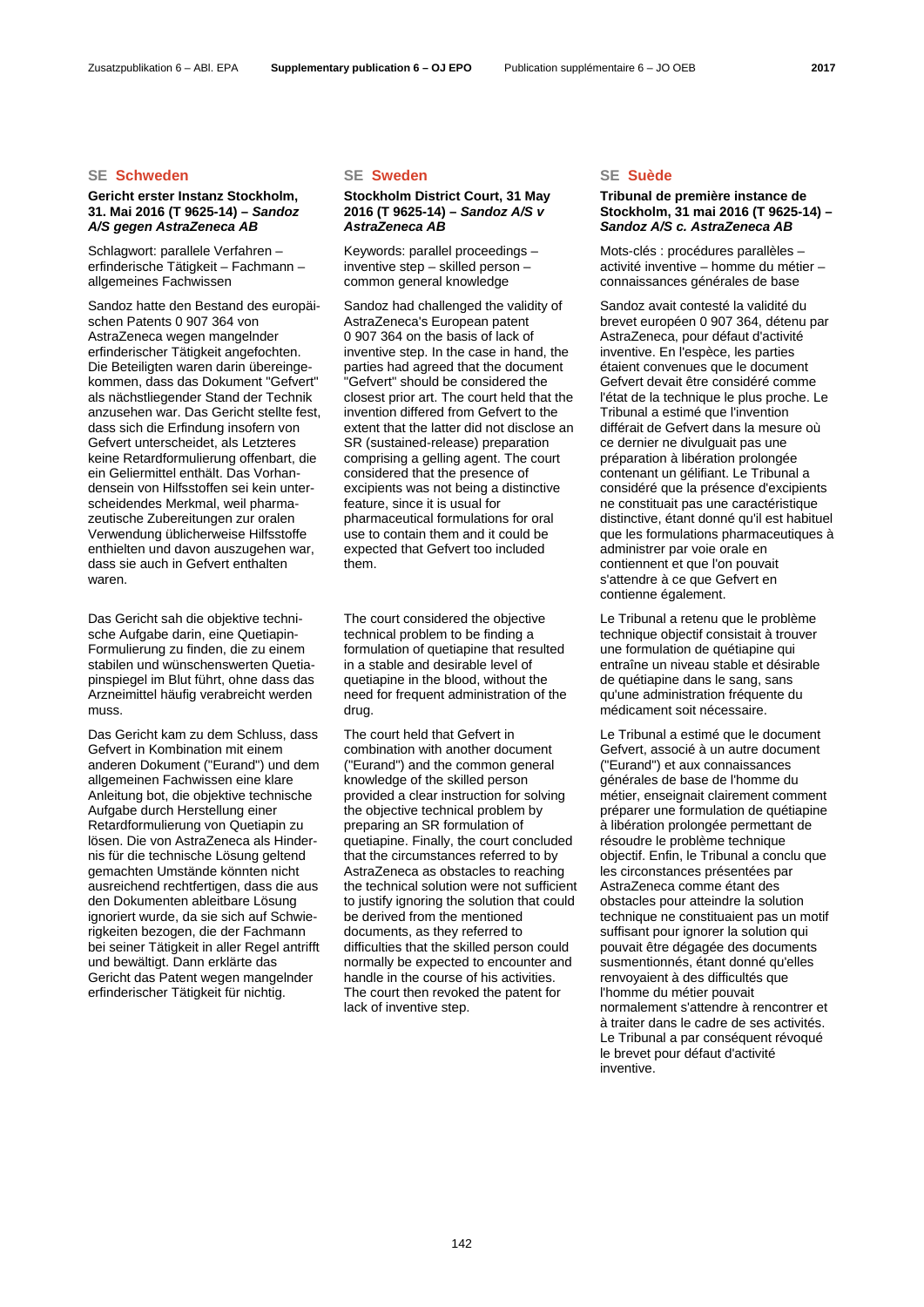## SE Schweden

### Gericht erster Instanz Stockholm, 31. Mai 2016 (T 9625-14) – *Sandoz A/S gegen AstraZeneca AB*

Schlagwort: parallele Verfahren – erfinderische Tätigkeit – Fachmann – allgemeines Fachwissen

Sandoz hatte den Bestand des europäischen Patents 0 907 364 von AstraZeneca wegen mangelnder erfinderischer Tätigkeit angefochten. Die Beteiligten waren darin übereingekommen, dass das Dokument "Gefvert" als nächstliegender Stand der Technik anzusehen war. Das Gericht stellte fest, dass sich die Erfindung insofern von Gefvert unterscheidet, als Letzteres keine Retardformulierung offenbart, die ein Geliermittel enthält. Das Vorhandensein von Hilfsstoffen sei kein unterscheidendes Merkmal, weil pharmazeutische Zubereitungen zur oralen Verwendung üblicherweise Hilfsstoffe enthielten und davon auszugehen war, dass sie auch in Gefvert enthalten waren.

Das Gericht sah die objektive technische Aufgabe darin, eine Quetiapin-Formulierung zu finden, die zu einem stabilen und wünschenswerten Quetiapinspiegel im Blut führt, ohne dass das Arzneimittel häufig verabreicht werden muss.

Das Gericht kam zu dem Schluss, dass Gefvert in Kombination mit einem anderen Dokument ("Eurand") und dem allgemeinen Fachwissen eine klare Anleitung bot, die objektive technische Aufgabe durch Herstellung einer Retardformulierung von Quetiapin zu lösen. Die von AstraZeneca als Hindernis für die technische Lösung geltend gemachten Umstände könnten nicht ausreichend rechtfertigen, dass die aus den Dokumenten ableitbare Lösung ignoriert wurde, da sie sich auf Schwierigkeiten bezogen, die der Fachmann bei seiner Tätigkeit in aller Regel antrifft und bewältigt. Dann erklärte das Gericht das Patent wegen mangelnder erfinderischer Tätigkeit für nichtig.

## SE Sweden

### Stockholm District Court, 31 May 2016 (T 9625-14) – *Sandoz A/S v AstraZeneca AB*

Keywords: parallel proceedings – inventive step – skilled person – common general knowledge

Sandoz had challenged the validity of AstraZeneca's European patent 0 907 364 on the basis of lack of inventive step. In the case in hand, the parties had agreed that the document "Gefvert" should be considered the closest prior art. The court held that the invention differed from Gefvert to the extent that the latter did not disclose an SR (sustained-release) preparation comprising a gelling agent. The court considered that the presence of excipients was not being a distinctive feature, since it is usual for pharmaceutical formulations for oral use to contain them and it could be expected that Gefvert too included them.

The court considered the objective technical problem to be finding a formulation of quetiapine that resulted in a stable and desirable level of quetiapine in the blood, without the need for frequent administration of the drug.

The court held that Gefvert in combination with another document ("Eurand") and the common general knowledge of the skilled person provided a clear instruction for solving the objective technical problem by preparing an SR formulation of quetiapine. Finally, the court concluded that the circumstances referred to by AstraZeneca as obstacles to reaching the technical solution were not sufficient to justify ignoring the solution that could be derived from the mentioned documents, as they referred to difficulties that the skilled person could normally be expected to encounter and handle in the course of his activities. The court then revoked the patent for lack of inventive step.

## SE Suède

### Tribunal de première instance de Stockholm, 31 mai 2016 (T 9625-14) – *Sandoz A/S c. AstraZeneca AB*

Mots-clés : procédures parallèles – activité inventive – homme du métier – connaissances générales de base

Sandoz avait contesté la validité du brevet européen 0 907 364, détenu par AstraZeneca, pour défaut d'activité inventive. En l'espèce, les parties étaient convenues que le document Gefvert devait être considéré comme l'état de la technique le plus proche. Le Tribunal a estimé que l'invention différait de Gefvert dans la mesure où ce dernier ne divulguait pas une préparation à libération prolongée contenant un gélifiant. Le Tribunal a considéré que la présence d'excipients ne constituait pas une caractéristique distinctive, étant donné qu'il est habituel que les formulations pharmaceutiques à administrer par voie orale en contiennent et que l'on pouvait s'attendre à ce que Gefvert en contienne également.

Le Tribunal a retenu que le problème technique objectif consistait à trouver une formulation de quétiapine qui entraîne un niveau stable et désirable de quétiapine dans le sang, sans qu'une administration fréquente du médicament soit nécessaire.

Le Tribunal a estimé que le document Gefvert, associé à un autre document ("Eurand") et aux connaissances générales de base de l'homme du métier, enseignait clairement comment préparer une formulation de quétiapine à libération prolongée permettant de résoudre le problème technique objectif. Enfin, le Tribunal a conclu que les circonstances présentées par AstraZeneca comme étant des obstacles pour atteindre la solution technique ne constituaient pas un motif suffisant pour ignorer la solution qui pouvait être dégagée des documents susmentionnés, étant donné qu'elles renvoyaient à des difficultés que l'homme du métier pouvait normalement s'attendre à rencontrer et à traiter dans le cadre de ses activités. Le Tribunal a par conséquent révoqué le brevet pour défaut d'activité inventive.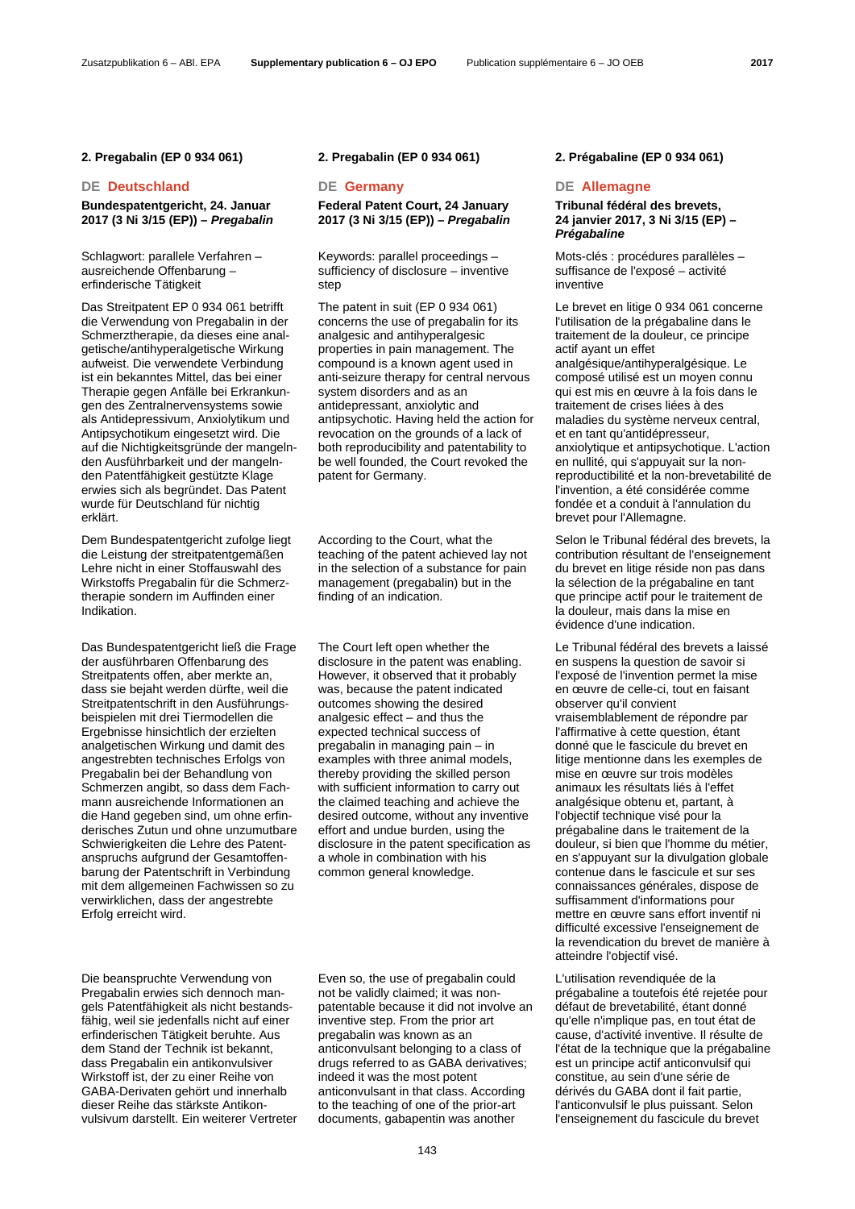## 2. Pregabalin (EP 0 934 061)

### DE Deutschland

**Bundespatentgericht, 24. Januar 2017 (3 Ni 3/15 (EP)) –** ***Pregabalin***

Schlagwort: parallele Verfahren – ausreichende Offenbarung – erfinderische Tätigkeit

Das Streitpatent EP 0 934 061 betrifft die Verwendung von Pregabalin in der Schmerztherapie, da dieses eine analgetische/antihyperalgetische Wirkung aufweist. Die verwendete Verbindung ist ein bekanntes Mittel, das bei einer Therapie gegen Anfälle bei Erkrankungen des Zentralnervensystems sowie als Antidepressivum, Anxiolytikum und Antipsychotikum eingesetzt wird. Die auf die Nichtigkeitsgründe der mangelnden Ausführbarkeit und der mangelnden Patentfähigkeit gestützte Klage erwies sich als begründet. Das Patent wurde für Deutschland für nichtig erklärt.

Dem Bundespatentgericht zufolge liegt die Leistung der streitpatentgemäßen Lehre nicht in einer Stoffauswahl des Wirkstoffs Pregabalin für die Schmerztherapie sondern im Auffinden einer Indikation.

Das Bundespatentgericht ließ die Frage der ausführbaren Offenbarung des Streitpatents offen, aber merkte an, dass sie bejaht werden dürfte, weil die Streitpatentschrift in den Ausführungsbeispielen mit drei Tiermodellen die Ergebnisse hinsichtlich der erzielten analgetischen Wirkung und damit des angestrebten technischen Erfolgs von Pregabalin bei der Behandlung von Schmerzen angibt, so dass dem Fachmann ausreichende Informationen an die Hand gegeben sind, um ohne erfinderisches Zutun und ohne unzumutbare Schwierigkeiten die Lehre des Patentanspruchs aufgrund der Gesamtoffenbarung der Patentschrift in Verbindung mit dem allgemeinen Fachwissen so zu verwirklichen, dass der angestrebte Erfolg erreicht wird.

Die beanspruchte Verwendung von Pregabalin erwies sich dennoch mangels Patentfähigkeit als nicht bestandsfähig, weil sie jedenfalls nicht auf einer erfinderischen Tätigkeit beruhte. Aus dem Stand der Technik ist bekannt, dass Pregabalin ein antikonvulsiver Wirkstoff ist, der zu einer Reihe von GABA-Derivaten gehört und innerhalb dieser Reihe das stärkste Antikonvulsivum darstellt. Ein weiterer Vertreter

## 2. Pregabalin (EP 0 934 061)

### DE Germany

**Federal Patent Court, 24 January 2017 (3 Ni 3/15 (EP)) –** ***Pregabalin***

Keywords: parallel proceedings – sufficiency of disclosure – inventive step

The patent in suit (EP 0 934 061) concerns the use of pregabalin for its analgesic and antihyperalgesic properties in pain management. The compound is a known agent used in anti-seizure therapy for central nervous system disorders and as an antidepressant, anxiolytic and antipsychotic. Having held the action for revocation on the grounds of a lack of both reproducibility and patentability to be well founded, the Court revoked the patent for Germany.

According to the Court, what the teaching of the patent achieved lay not in the selection of a substance for pain management (pregabalin) but in the finding of an indication.

The Court left open whether the disclosure in the patent was enabling. However, it observed that it probably was, because the patent indicated outcomes showing the desired analgesic effect – and thus the expected technical success of pregabalin in managing pain – in examples with three animal models, thereby providing the skilled person with sufficient information to carry out the claimed teaching and achieve the desired outcome, without any inventive effort and undue burden, using the disclosure in the patent specification as a whole in combination with his common general knowledge.

Even so, the use of pregabalin could not be validly claimed; it was non-patentable because it did not involve an inventive step. From the prior art pregabalin was known as an anticonvulsant belonging to a class of drugs referred to as GABA derivatives; indeed it was the most potent anticonvulsant in that class. According to the teaching of one of the prior-art documents, gabapentin was another

## 2. Prégabaline (EP 0 934 061)

### DE Allemagne

**Tribunal fédéral des brevets, 24 janvier 2017, 3 Ni 3/15 (EP) –** ***Prégabaline***

Mots-clés : procédures parallèles – suffisance de l'exposé – activité inventive

Le brevet en litige 0 934 061 concerne l'utilisation de la prégabaline dans le traitement de la douleur, ce principe actif ayant un effet analgésique/antihyperalgésique. Le composé utilisé est un moyen connu qui est mis en œuvre à la fois dans le traitement de crises liées à des maladies du système nerveux central, et en tant qu'antidépresseur, anxiolytique et antipsychotique. L'action en nullité, qui s'appuyait sur la non-reproductibilité et la non-brevetabilité de l'invention, a été considérée comme fondée et a conduit à l'annulation du brevet pour l'Allemagne.

Selon le Tribunal fédéral des brevets, la contribution résultant de l'enseignement du brevet en litige réside non pas dans la sélection de la prégabaline en tant que principe actif pour le traitement de la douleur, mais dans la mise en évidence d'une indication.

Le Tribunal fédéral des brevets a laissé en suspens la question de savoir si l'exposé de l'invention permet la mise en œuvre de celle-ci, tout en faisant observer qu'il convient vraisemblablement de répondre par l'affirmative à cette question, étant donné que le fascicule du brevet en litige mentionne dans les exemples de mise en œuvre sur trois modèles animaux les résultats liés à l'effet analgésique obtenu et, partant, à l'objectif technique visé pour la prégabaline dans le traitement de la douleur, si bien que l'homme du métier, en s'appuyant sur la divulgation globale contenue dans le fascicule et sur ses connaissances générales, dispose de suffisamment d'informations pour mettre en œuvre sans effort inventif ni difficulté excessive l'enseignement de la revendication du brevet de manière à atteindre l'objectif visé.

L'utilisation revendiquée de la prégabaline a toutefois été rejetée pour défaut de brevetabilité, étant donné qu'elle n'implique pas, en tout état de cause, d'activité inventive. Il résulte de l'état de la technique que la prégabaline est un principe actif anticonvulsif qui constitue, au sein d'une série de dérivés du GABA dont il fait partie, l'anticonvulsif le plus puissant. Selon l'enseignement du fascicule du brevet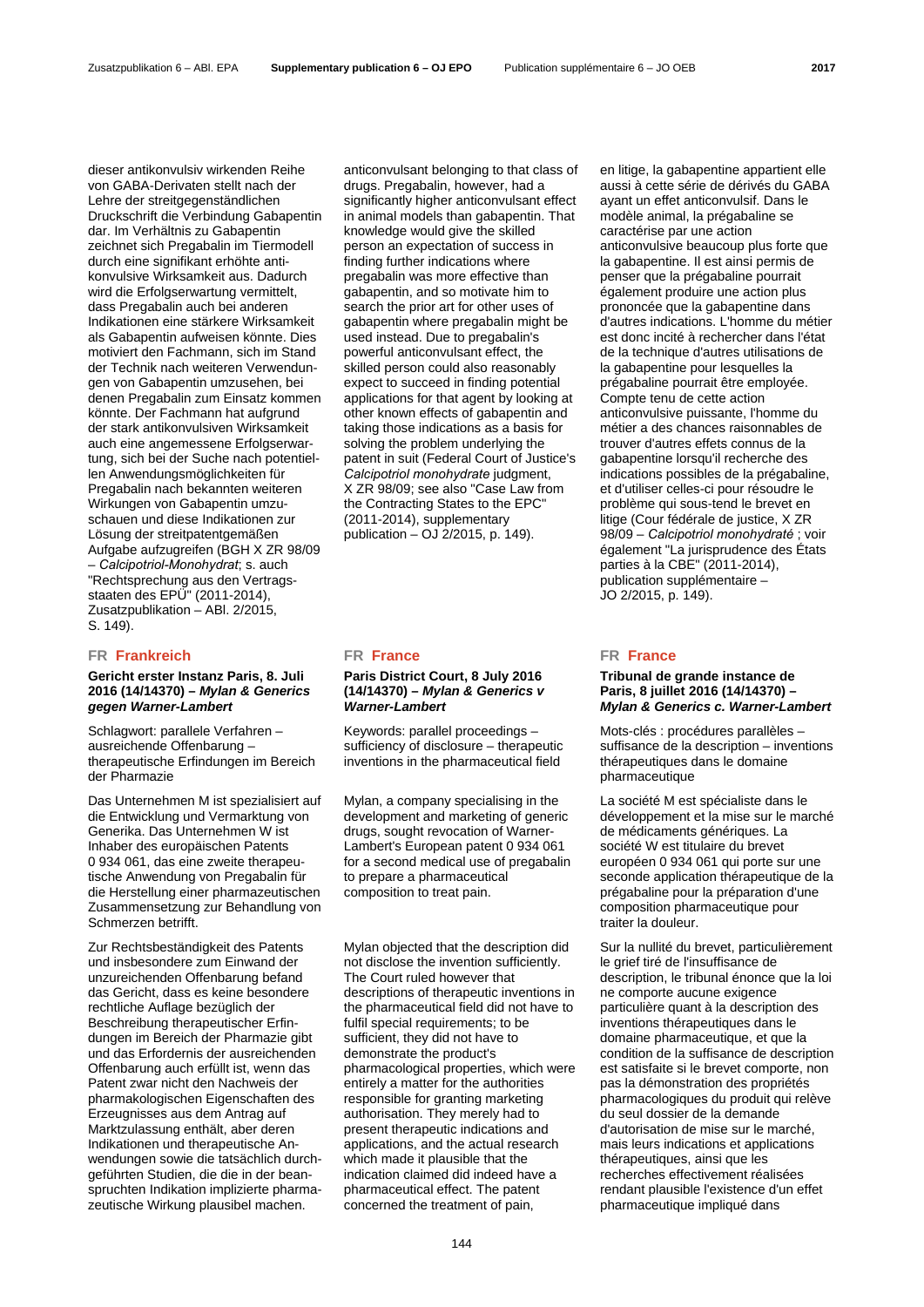dieser antikonvulsiv wirkenden Reihe von GABA-Derivaten stellt nach der Lehre der streitgegenständlichen Druckschrift die Verbindung Gabapentin dar. Im Verhältnis zu Gabapentin zeichnet sich Pregabalin im Tiermodell durch eine signifikant erhöhte antikonvulsive Wirksamkeit aus. Dadurch wird die Erfolgserwartung vermittelt, dass Pregabalin auch bei anderen Indikationen eine stärkere Wirksamkeit als Gabapentin aufweisen könnte. Dies motiviert den Fachmann, sich im Stand der Technik nach weiteren Verwendungen von Gabapentin umzusehen, bei denen Pregabalin zum Einsatz kommen könnte. Der Fachmann hat aufgrund der stark antikonvulsiven Wirksamkeit auch eine angemessene Erfolgserwartung, sich bei der Suche nach potentiellen Anwendungsmöglichkeiten für Pregabalin nach bekannten weiteren Wirkungen von Gabapentin umzuschauen und diese Indikationen zur Lösung der streitpatentgemäßen Aufgabe aufzugreifen (BGH X ZR 98/09 – *Calcipotriol-Monohydrat*; s. auch "Rechtsprechung aus den Vertragsstaaten des EPÜ" (2011-2014), Zusatzpublikation – ABl. 2/2015, S. 149).

anticonvulsant belonging to that class of drugs. Pregabalin, however, had a significantly higher anticonvulsant effect in animal models than gabapentin. That knowledge would give the skilled person an expectation of success in finding further indications where pregabalin was more effective than gabapentin, and so motivate him to search the prior art for other uses of gabapentin where pregabalin might be used instead. Due to pregabalin's powerful anticonvulsant effect, the skilled person could also reasonably expect to succeed in finding potential applications for that agent by looking at other known effects of gabapentin and taking those indications as a basis for solving the problem underlying the patent in suit (Federal Court of Justice's *Calcipotriol monohydrate* judgment, X ZR 98/09; see also "Case Law from the Contracting States to the EPC" (2011-2014), supplementary publication – OJ 2/2015, p. 149).

en litige, la gabapentine appartient elle aussi à cette série de dérivés du GABA ayant un effet anticonvulsif. Dans le modèle animal, la prégabaline se caractérise par une action anticonvulsive beaucoup plus forte que la gabapentine. Il est ainsi permis de penser que la prégabaline pourrait également produire une action plus prononcée que la gabapentine dans d'autres indications. L'homme du métier est donc incité à rechercher dans l'état de la technique d'autres utilisations de la gabapentine pour lesquelles la prégabaline pourrait être employée. Compte tenu de cette action anticonvulsive puissante, l'homme du métier a des chances raisonnables de trouver d'autres effets connus de la gabapentine lorsqu'il recherche des indications possibles de la prégabaline, et d'utiliser celles-ci pour résoudre le problème qui sous-tend le brevet en litige (Cour fédérale de justice, X ZR 98/09 – *Calcipotriol monohydraté* ; voir également "La jurisprudence des États parties à la CBE" (2011-2014), publication supplémentaire – JO 2/2015, p. 149).

## FR Frankreich

### Gericht erster Instanz Paris, 8. Juli 2016 (14/14370) – *Mylan & Generics gegen Warner-Lambert*

Schlagwort: parallele Verfahren – ausreichende Offenbarung – therapeutische Erfindungen im Bereich der Pharmazie

Das Unternehmen M ist spezialisiert auf die Entwicklung und Vermarktung von Generika. Das Unternehmen W ist Inhaber des europäischen Patents 0 934 061, das eine zweite therapeutische Anwendung von Pregabalin für die Herstellung einer pharmazeutischen Zusammensetzung zur Behandlung von Schmerzen betrifft.

Zur Rechtsbeständigkeit des Patents und insbesondere zum Einwand der unzureichenden Offenbarung befand das Gericht, dass es keine besondere rechtliche Auflage bezüglich der Beschreibung therapeutischer Erfindungen im Bereich der Pharmazie gibt und das Erfordernis der ausreichenden Offenbarung auch erfüllt ist, wenn das Patent zwar nicht den Nachweis der pharmakologischen Eigenschaften des Erzeugnisses aus dem Antrag auf Marktzulassung enthält, aber deren Indikationen und therapeutische Anwendungen sowie die tatsächlich durchgeführten Studien, die die in der beanspruchten Indikation implizierte pharmazeutische Wirkung plausibel machen.

## FR France

### Paris District Court, 8 July 2016 (14/14370) – *Mylan & Generics v Warner-Lambert*

Keywords: parallel proceedings – sufficiency of disclosure – therapeutic inventions in the pharmaceutical field

Mylan, a company specialising in the development and marketing of generic drugs, sought revocation of Warner-Lambert's European patent 0 934 061 for a second medical use of pregabalin to prepare a pharmaceutical composition to treat pain.

Mylan objected that the description did not disclose the invention sufficiently. The Court ruled however that descriptions of therapeutic inventions in the pharmaceutical field did not have to fulfil special requirements; to be sufficient, they did not have to demonstrate the product's pharmacological properties, which were entirely a matter for the authorities responsible for granting marketing authorisation. They merely had to present therapeutic indications and applications, and the actual research which made it plausible that the indication claimed did indeed have a pharmaceutical effect. The patent concerned the treatment of pain,

## FR France

### Tribunal de grande instance de Paris, 8 juillet 2016 (14/14370) – *Mylan & Generics c. Warner-Lambert*

Mots-clés : procédures parallèles – suffisance de la description – inventions thérapeutiques dans le domaine pharmaceutique

La société M est spécialiste dans le développement et la mise sur le marché de médicaments génériques. La société W est titulaire du brevet européen 0 934 061 qui porte sur une seconde application thérapeutique de la prégabaline pour la préparation d'une composition pharmaceutique pour traiter la douleur.

Sur la nullité du brevet, particulièrement le grief tiré de l'insuffisance de description, le tribunal énonce que la loi ne comporte aucune exigence particulière quant à la description des inventions thérapeutiques dans le domaine pharmaceutique, et que la condition de la suffisance de description est satisfaite si le brevet comporte, non pas la démonstration des propriétés pharmacologiques du produit qui relève du seul dossier de la demande d'autorisation de mise sur le marché, mais leurs indications et applications thérapeutiques, ainsi que les recherches effectivement réalisées rendant plausible l'existence d'un effet pharmaceutique impliqué dans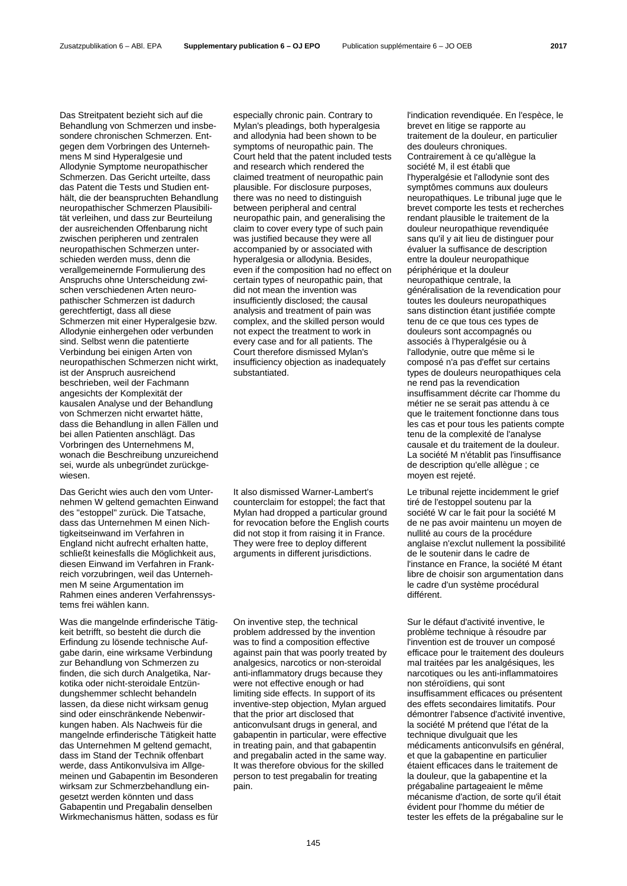Das Streitpatent bezieht sich auf die Behandlung von Schmerzen und insbesondere chronischen Schmerzen. Entgegen dem Vorbringen des Unternehmens M sind Hyperalgesie und Allodynie Symptome neuropathischer Schmerzen. Das Gericht urteilte, dass das Patent die Tests und Studien enthält, die der beanspruchten Behandlung neuropathischer Schmerzen Plausibilität verleihen, und dass zur Beurteilung der ausreichenden Offenbarung nicht zwischen peripheren und zentralen neuropathischen Schmerzen unterschieden werden muss, denn die verallgemeinernde Formulierung des Anspruchs ohne Unterscheidung zwischen verschiedenen Arten neuropathischer Schmerzen ist dadurch gerechtfertigt, dass all diese Schmerzen mit einer Hyperalgesie bzw. Allodynie einhergehen oder verbunden sind. Selbst wenn die patentierte Verbindung bei einigen Arten von neuropathischen Schmerzen nicht wirkt, ist der Anspruch ausreichend beschrieben, weil der Fachmann angesichts der Komplexität der kausalen Analyse und der Behandlung von Schmerzen nicht erwartet hätte, dass die Behandlung in allen Fällen und bei allen Patienten anschlägt. Das Vorbringen des Unternehmens M, wonach die Beschreibung unzureichend sei, wurde als unbegründet zurückgewiesen.

Das Gericht wies auch den vom Unternehmen W geltend gemachten Einwand des "estoppel" zurück. Die Tatsache, dass das Unternehmen M einen Nichtigkeitseinwand im Verfahren in England nicht aufrecht erhalten hatte, schließt keinesfalls die Möglichkeit aus, diesen Einwand im Verfahren in Frankreich vorzubringen, weil das Unternehmen M seine Argumentation im Rahmen eines anderen Verfahrenssystems frei wählen kann.

Was die mangelnde erfinderische Tätigkeit betrifft, so besteht die durch die Erfindung zu lösende technische Aufgabe darin, eine wirksame Verbindung zur Behandlung von Schmerzen zu finden, die sich durch Analgetika, Narkotika oder nicht-steroidale Entzündungshemmer schlecht behandeln lassen, da diese nicht wirksam genug sind oder einschränkende Nebenwirkungen haben. Als Nachweis für die mangelnde erfinderische Tätigkeit hatte das Unternehmen M geltend gemacht, dass im Stand der Technik offenbart werde, dass Antikonvulsiva im Allgemeinen und Gabapentin im Besonderen wirksam zur Schmerzbehandlung eingesetzt werden könnten und dass Gabapentin und Pregabalin denselben Wirkmechanismus hätten, sodass es für

especially chronic pain. Contrary to Mylan's pleadings, both hyperalgesia and allodynia had been shown to be symptoms of neuropathic pain. The Court held that the patent included tests and research which rendered the claimed treatment of neuropathic pain plausible. For disclosure purposes, there was no need to distinguish between peripheral and central neuropathic pain, and generalising the claim to cover every type of such pain was justified because they were all accompanied by or associated with hyperalgesia or allodynia. Besides, even if the composition had no effect on certain types of neuropathic pain, that did not mean the invention was insufficiently disclosed; the causal analysis and treatment of pain was complex, and the skilled person would not expect the treatment to work in every case and for all patients. The Court therefore dismissed Mylan's insufficiency objection as inadequately substantiated.

It also dismissed Warner-Lambert's counterclaim for estoppel; the fact that Mylan had dropped a particular ground for revocation before the English courts did not stop it from raising it in France. They were free to deploy different arguments in different jurisdictions.

On inventive step, the technical problem addressed by the invention was to find a composition effective against pain that was poorly treated by analgesics, narcotics or non-steroidal anti-inflammatory drugs because they were not effective enough or had limiting side effects. In support of its inventive-step objection, Mylan argued that the prior art disclosed that anticonvulsant drugs in general, and gabapentin in particular, were effective in treating pain, and that gabapentin and pregabalin acted in the same way. It was therefore obvious for the skilled person to test pregabalin for treating pain.

l'indication revendiquée. En l'espèce, le brevet en litige se rapporte au traitement de la douleur, en particulier des douleurs chroniques. Contrairement à ce qu'allègue la société M, il est établi que l'hyperalgésie et l'allodynie sont des symptômes communs aux douleurs neuropathiques. Le tribunal juge que le brevet comporte les tests et recherches rendant plausible le traitement de la douleur neuropathique revendiquée sans qu'il y ait lieu de distinguer pour évaluer la suffisance de description entre la douleur neuropathique périphérique et la douleur neuropathique centrale, la généralisation de la revendication pour toutes les douleurs neuropathiques sans distinction étant justifiée compte tenu de ce que tous ces types de douleurs sont accompagnés ou associés à l'hyperalgésie ou à l'allodynie, outre que même si le composé n'a pas d'effet sur certains types de douleurs neuropathiques cela ne rend pas la revendication insuffisamment décrite car l'homme du métier ne se serait pas attendu à ce que le traitement fonctionne dans tous les cas et pour tous les patients compte tenu de la complexité de l'analyse causale et du traitement de la douleur. La société M n'établit pas l'insuffisance de description qu'elle allègue ; ce moyen est rejeté.

Le tribunal rejette incidemment le grief tiré de l'estoppel soutenu par la société W car le fait pour la société M de ne pas avoir maintenu un moyen de nullité au cours de la procédure anglaise n'exclut nullement la possibilité de le soutenir dans le cadre de l'instance en France, la société M étant libre de choisir son argumentation dans le cadre d'un système procédural différent.

Sur le défaut d'activité inventive, le problème technique à résoudre par l'invention est de trouver un composé efficace pour le traitement des douleurs mal traitées par les analgésiques, les narcotiques ou les anti-inflammatoires non stéroïdiens, qui sont insuffisamment efficaces ou présentent des effets secondaires limitatifs. Pour démontrer l'absence d'activité inventive, la société M prétend que l'état de la technique divulguait que les médicaments anticonvulsifs en général, et que la gabapentine en particulier étaient efficaces dans le traitement de la douleur, que la gabapentine et la prégabaline partageaient le même mécanisme d'action, de sorte qu'il était évident pour l'homme du métier de tester les effets de la prégabaline sur le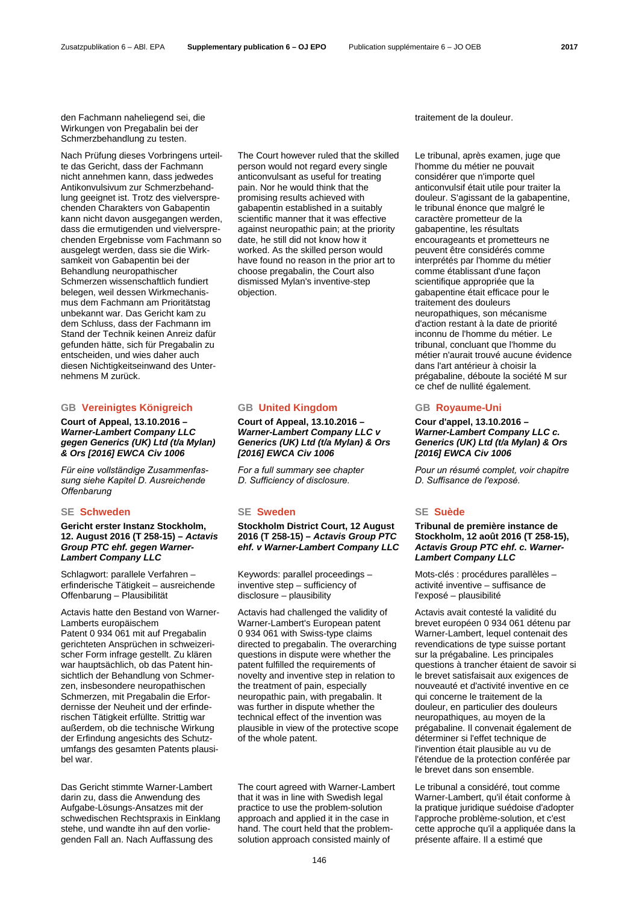den Fachmann naheliegend sei, die Wirkungen von Pregabalin bei der Schmerzbehandlung zu testen.

Nach Prüfung dieses Vorbringens urteilte das Gericht, dass der Fachmann nicht annehmen kann, dass jedwedes Antikonvulsivum zur Schmerzbehandlung geeignet ist. Trotz des vielversprechenden Charakters von Gabapentin kann nicht davon ausgegangen werden, dass die ermutigenden und vielversprechenden Ergebnisse vom Fachmann so ausgelegt werden, dass sie die Wirksamkeit von Gabapentin bei der Behandlung neuropathischer Schmerzen wissenschaftlich fundiert belegen, weil dessen Wirkmechanismus dem Fachmann am Prioritätstag unbekannt war. Das Gericht kam zu dem Schluss, dass der Fachmann im Stand der Technik keinen Anreiz dafür gefunden hätte, sich für Pregabalin zu entscheiden, und wies daher auch diesen Nichtigkeitseinwand des Unternehmens M zurück.

## GB Vereinigtes Königreich

**Court of Appeal, 13.10.2016 – *Warner-Lambert Company LLC gegen Generics (UK) Ltd (t/a Mylan) & Ors [2016] EWCA Civ 1006***

*Für eine vollständige Zusammenfassung siehe Kapitel D. Ausreichende Offenbarung*

## SE Schweden

**Gericht erster Instanz Stockholm, 12. August 2016 (T 258-15) – *Actavis Group PTC ehf. gegen Warner-Lambert Company LLC***

Schlagwort: parallele Verfahren – erfinderische Tätigkeit – ausreichende Offenbarung – Plausibilität

Actavis hatte den Bestand von Warner-Lamberts europäischem Patent 0 934 061 mit auf Pregabalin gerichteten Ansprüchen in schweizerischer Form infrage gestellt. Zu klären war hauptsächlich, ob das Patent hinsichtlich der Behandlung von Schmerzen, insbesondere neuropathischen Schmerzen, mit Pregabalin die Erfordernisse der Neuheit und der erfinderischen Tätigkeit erfüllte. Strittig war außerdem, ob die technische Wirkung der Erfindung angesichts des Schutzumfangs des gesamten Patents plausibel war.

Das Gericht stimmte Warner-Lambert darin zu, dass die Anwendung des Aufgabe-Lösungs-Ansatzes mit der schwedischen Rechtspraxis in Einklang stehe, und wandte ihn auf den vorliegenden Fall an. Nach Auffassung des

The Court however ruled that the skilled person would not regard every single anticonvulsant as useful for treating pain. Nor he would think that the promising results achieved with gabapentin established in a suitably scientific manner that it was effective against neuropathic pain; at the priority date, he still did not know how it worked. As the skilled person would have found no reason in the prior art to choose pregabalin, the Court also dismissed Mylan's inventive-step objection.

## GB United Kingdom

**Court of Appeal, 13.10.2016 – *Warner-Lambert Company LLC v Generics (UK) Ltd (t/a Mylan) & Ors [2016] EWCA Civ 1006***

*For a full summary see chapter D. Sufficiency of disclosure.*

## SE Sweden

**Stockholm District Court, 12 August 2016 (T 258-15) – *Actavis Group PTC ehf. v Warner-Lambert Company LLC***

Keywords: parallel proceedings – inventive step – sufficiency of disclosure – plausibility

Actavis had challenged the validity of Warner-Lambert's European patent 0 934 061 with Swiss-type claims directed to pregabalin. The overarching questions in dispute were whether the patent fulfilled the requirements of novelty and inventive step in relation to the treatment of pain, especially neuropathic pain, with pregabalin. It was further in dispute whether the technical effect of the invention was plausible in view of the protective scope of the whole patent.

The court agreed with Warner-Lambert that it was in line with Swedish legal practice to use the problem-solution approach and applied it in the case in hand. The court held that the problem-solution approach consisted mainly of

traitement de la douleur.

Le tribunal, après examen, juge que l'homme du métier ne pouvait considérer que n'importe quel anticonvulsif était utile pour traiter la douleur. S'agissant de la gabapentine, le tribunal énonce que malgré le caractère prometteur de la gabapentine, les résultats encourageants et prometteurs ne peuvent être considérés comme interprétés par l'homme du métier comme établissant d'une façon scientifique appropriée que la gabapentine était efficace pour le traitement des douleurs neuropathiques, son mécanisme d'action restant à la date de priorité inconnu de l'homme du métier. Le tribunal, concluant que l'homme du métier n'aurait trouvé aucune évidence dans l'art antérieur à choisir la prégabaline, déboute la société M sur ce chef de nullité également.

## GB Royaume-Uni

**Cour d'appel, 13.10.2016 – *Warner-Lambert Company LLC c. Generics (UK) Ltd (t/a Mylan) & Ors [2016] EWCA Civ 1006***

*Pour un résumé complet, voir chapitre D. Suffisance de l'exposé.*

## SE Suède

**Tribunal de première instance de Stockholm, 12 août 2016 (T 258-15), *Actavis Group PTC ehf. c. Warner-Lambert Company LLC***

Mots-clés : procédures parallèles – activité inventive – suffisance de l'exposé – plausibilité

Actavis avait contesté la validité du brevet européen 0 934 061 détenu par Warner-Lambert, lequel contenait des revendications de type suisse portant sur la prégabaline. Les principales questions à trancher étaient de savoir si le brevet satisfaisait aux exigences de nouveauté et d'activité inventive en ce qui concerne le traitement de la douleur, en particulier des douleurs neuropathiques, au moyen de la prégabaline. Il convenait également de déterminer si l'effet technique de l'invention était plausible au vu de l'étendue de la protection conférée par le brevet dans son ensemble.

Le tribunal a considéré, tout comme Warner-Lambert, qu'il était conforme à la pratique juridique suédoise d'adopter l'approche problème-solution, et c'est cette approche qu'il a appliquée dans la présente affaire. Il a estimé que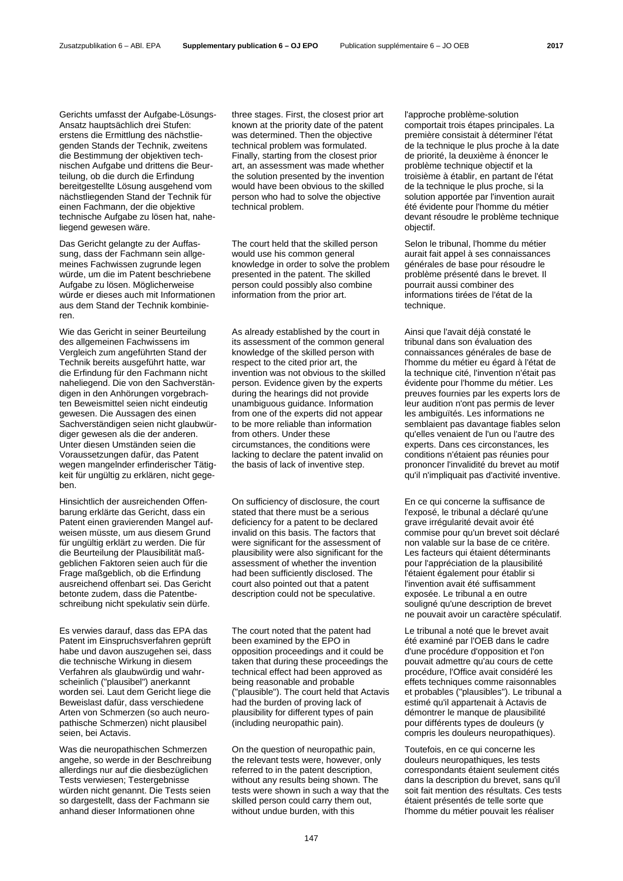Gerichts umfasst der Aufgabe-Lösungs-Ansatz hauptsächlich drei Stufen: erstens die Ermittlung des nächstliegenden Stands der Technik, zweitens die Bestimmung der objektiven technischen Aufgabe und drittens die Beurteilung, ob die durch die Erfindung bereitgestellte Lösung ausgehend vom nächstliegenden Stand der Technik für einen Fachmann, der die objektive technische Aufgabe zu lösen hat, naheliegend gewesen wäre.

Das Gericht gelangte zu der Auffassung, dass der Fachmann sein allgemeines Fachwissen zugrunde legen würde, um die im Patent beschriebene Aufgabe zu lösen. Möglicherweise würde er dieses auch mit Informationen aus dem Stand der Technik kombinieren.

Wie das Gericht in seiner Beurteilung des allgemeinen Fachwissens im Vergleich zum angeführten Stand der Technik bereits ausgeführt hatte, war die Erfindung für den Fachmann nicht naheliegend. Die von den Sachverständigen in den Anhörungen vorgebrachten Beweismittel seien nicht eindeutig gewesen. Die Aussagen des einen Sachverständigen seien nicht glaubwürdiger gewesen als die der anderen. Unter diesen Umständen seien die Voraussetzungen dafür, das Patent wegen mangelnder erfinderischer Tätigkeit für ungültig zu erklären, nicht gegeben.

Hinsichtlich der ausreichenden Offenbarung erklärte das Gericht, dass ein Patent einen gravierenden Mangel aufweisen müsste, um aus diesem Grund für ungültig erklärt zu werden. Die für die Beurteilung der Plausibilität maßgeblichen Faktoren seien auch für die Frage maßgeblich, ob die Erfindung ausreichend offenbart sei. Das Gericht betonte zudem, dass die Patentbeschreibung nicht spekulativ sein dürfe.

Es verwies darauf, dass das EPA das Patent im Einspruchsverfahren geprüft habe und davon auszugehen sei, dass die technische Wirkung in diesem Verfahren als glaubwürdig und wahrscheinlich ("plausibel") anerkannt worden sei. Laut dem Gericht liege die Beweislast dafür, dass verschiedene Arten von Schmerzen (so auch neuropathische Schmerzen) nicht plausibel seien, bei Actavis.

Was die neuropathischen Schmerzen angehe, so werde in der Beschreibung allerdings nur auf die diesbezüglichen Tests verwiesen; Testergebnisse würden nicht genannt. Die Tests seien so dargestellt, dass der Fachmann sie anhand dieser Informationen ohne

three stages. First, the closest prior art known at the priority date of the patent was determined. Then the objective technical problem was formulated. Finally, starting from the closest prior art, an assessment was made whether the solution presented by the invention would have been obvious to the skilled person who had to solve the objective technical problem.

The court held that the skilled person would use his common general knowledge in order to solve the problem presented in the patent. The skilled person could possibly also combine information from the prior art.

As already established by the court in its assessment of the common general knowledge of the skilled person with respect to the cited prior art, the invention was not obvious to the skilled person. Evidence given by the experts during the hearings did not provide unambiguous guidance. Information from one of the experts did not appear to be more reliable than information from others. Under these circumstances, the conditions were lacking to declare the patent invalid on the basis of lack of inventive step.

On sufficiency of disclosure, the court stated that there must be a serious deficiency for a patent to be declared invalid on this basis. The factors that were significant for the assessment of plausibility were also significant for the assessment of whether the invention had been sufficiently disclosed. The court also pointed out that a patent description could not be speculative.

The court noted that the patent had been examined by the EPO in opposition proceedings and it could be taken that during these proceedings the technical effect had been approved as being reasonable and probable ("plausible"). The court held that Actavis had the burden of proving lack of plausibility for different types of pain (including neuropathic pain).

On the question of neuropathic pain, the relevant tests were, however, only referred to in the patent description, without any results being shown. The tests were shown in such a way that the skilled person could carry them out, without undue burden, with this

l'approche problème-solution comportait trois étapes principales. La première consistait à déterminer l'état de la technique le plus proche à la date de priorité, la deuxième à énoncer le problème technique objectif et la troisième à établir, en partant de l'état de la technique le plus proche, si la solution apportée par l'invention aurait été évidente pour l'homme du métier devant résoudre le problème technique objectif.

Selon le tribunal, l'homme du métier aurait fait appel à ses connaissances générales de base pour résoudre le problème présenté dans le brevet. Il pourrait aussi combiner des informations tirées de l'état de la technique.

Ainsi que l'avait déjà constaté le tribunal dans son évaluation des connaissances générales de base de l'homme du métier eu égard à l'état de la technique cité, l'invention n'était pas évidente pour l'homme du métier. Les preuves fournies par les experts lors de leur audition n'ont pas permis de lever les ambiguïtés. Les informations ne semblaient pas davantage fiables selon qu'elles venaient de l'un ou l'autre des experts. Dans ces circonstances, les conditions n'étaient pas réunies pour prononcer l'invalidité du brevet au motif qu'il n'impliquait pas d'activité inventive.

En ce qui concerne la suffisance de l'exposé, le tribunal a déclaré qu'une grave irrégularité devait avoir été commise pour qu'un brevet soit déclaré non valable sur la base de ce critère. Les facteurs qui étaient déterminants pour l'appréciation de la plausibilité l'étaient également pour établir si l'invention avait été suffisamment exposée. Le tribunal a en outre souligné qu'une description de brevet ne pouvait avoir un caractère spéculatif.

Le tribunal a noté que le brevet avait été examiné par l'OEB dans le cadre d'une procédure d'opposition et l'on pouvait admettre qu'au cours de cette procédure, l'Office avait considéré les effets techniques comme raisonnables et probables ("plausibles"). Le tribunal a estimé qu'il appartenait à Actavis de démontrer le manque de plausibilité pour différents types de douleurs (y compris les douleurs neuropathiques).

Toutefois, en ce qui concerne les douleurs neuropathiques, les tests correspondants étaient seulement cités dans la description du brevet, sans qu'il soit fait mention des résultats. Ces tests étaient présentés de telle sorte que l'homme du métier pouvait les réaliser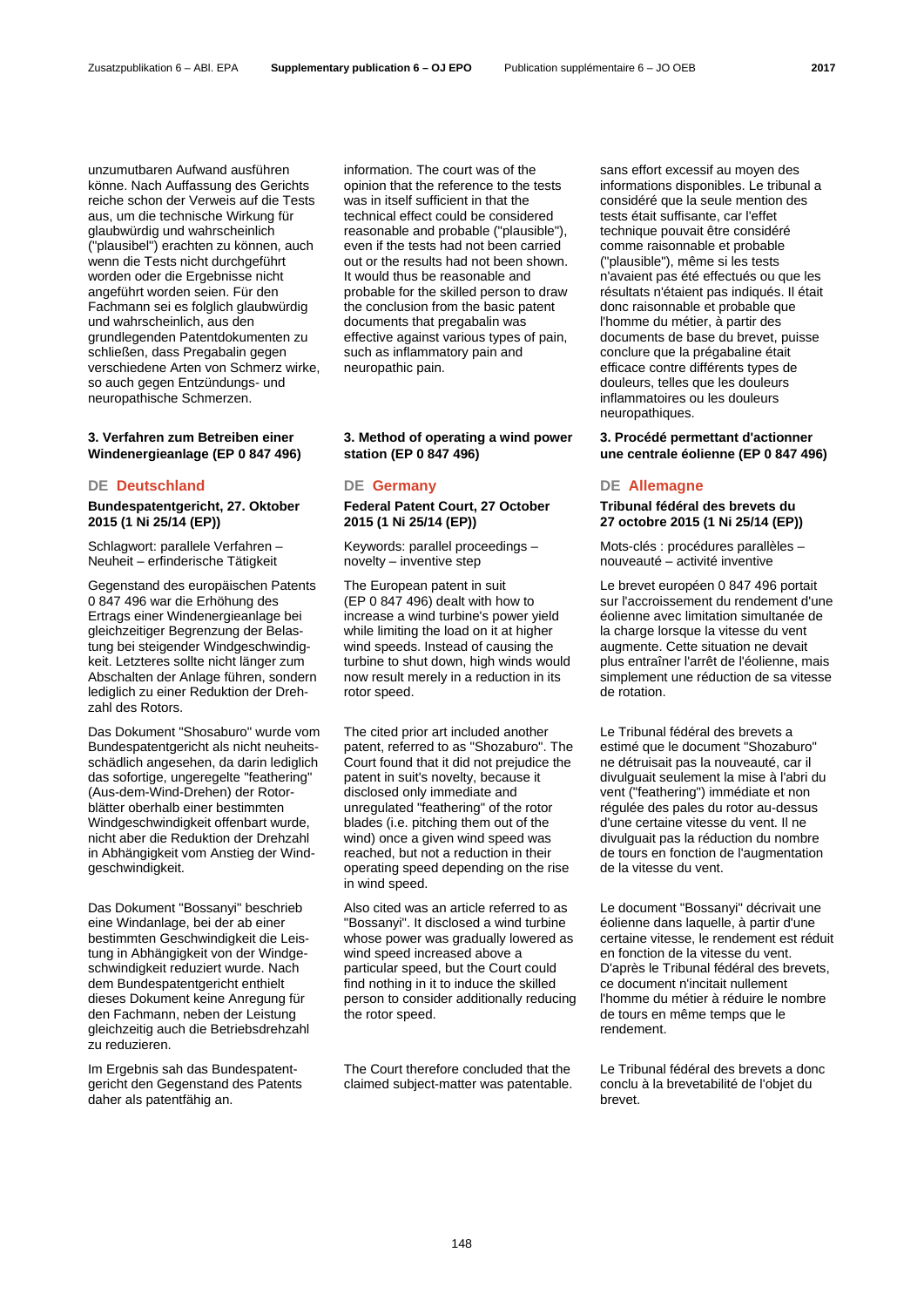unzumutbaren Aufwand ausführen könne. Nach Auffassung des Gerichts reiche schon der Verweis auf die Tests aus, um die technische Wirkung für glaubwürdig und wahrscheinlich ("plausibel") erachten zu können, auch wenn die Tests nicht durchgeführt worden oder die Ergebnisse nicht angeführt worden seien. Für den Fachmann sei es folglich glaubwürdig und wahrscheinlich, aus den grundlegenden Patentdokumenten zu schließen, dass Pregabalin gegen verschiedene Arten von Schmerz wirke, so auch gegen Entzündungs- und neuropathische Schmerzen.

### 3. Verfahren zum Betreiben einer Windenergieanlage (EP 0 847 496)

## DE Deutschland

**Bundespatentgericht, 27. Oktober 2015 (1 Ni 25/14 (EP))**

Schlagwort: parallele Verfahren – Neuheit – erfinderische Tätigkeit

Gegenstand des europäischen Patents 0 847 496 war die Erhöhung des Ertrags einer Windenergieanlage bei gleichzeitiger Begrenzung der Belastung bei steigender Windgeschwindigkeit. Letzteres sollte nicht länger zum Abschalten der Anlage führen, sondern lediglich zu einer Reduktion der Drehzahl des Rotors.

Das Dokument "Shosaburo" wurde vom Bundespatentgericht als nicht neuheitsschädlich angesehen, da darin lediglich das sofortige, ungeregelte "feathering" (Aus-dem-Wind-Drehen) der Rotorblätter oberhalb einer bestimmten Windgeschwindigkeit offenbart wurde, nicht aber die Reduktion der Drehzahl in Abhängigkeit vom Anstieg der Windgeschwindigkeit.

Das Dokument "Bossanyi" beschrieb eine Windanlage, bei der ab einer bestimmten Geschwindigkeit die Leistung in Abhängigkeit von der Windgeschwindigkeit reduziert wurde. Nach dem Bundespatentgericht enthielt dieses Dokument keine Anregung für den Fachmann, neben der Leistung gleichzeitig auch die Betriebsdrehzahl zu reduzieren.

Im Ergebnis sah das Bundespatentgericht den Gegenstand des Patents daher als patentfähig an.

information. The court was of the opinion that the reference to the tests was in itself sufficient in that the technical effect could be considered reasonable and probable ("plausible"), even if the tests had not been carried out or the results had not been shown. It would thus be reasonable and probable for the skilled person to draw the conclusion from the basic patent documents that pregabalin was effective against various types of pain, such as inflammatory pain and neuropathic pain.

### 3. Method of operating a wind power station (EP 0 847 496)

## DE Germany

**Federal Patent Court, 27 October 2015 (1 Ni 25/14 (EP))**

Keywords: parallel proceedings – novelty – inventive step

The European patent in suit (EP 0 847 496) dealt with how to increase a wind turbine's power yield while limiting the load on it at higher wind speeds. Instead of causing the turbine to shut down, high winds would now result merely in a reduction in its rotor speed.

The cited prior art included another patent, referred to as "Shozaburo". The Court found that it did not prejudice the patent in suit's novelty, because it disclosed only immediate and unregulated "feathering" of the rotor blades (i.e. pitching them out of the wind) once a given wind speed was reached, but not a reduction in their operating speed depending on the rise in wind speed.

Also cited was an article referred to as "Bossanyi". It disclosed a wind turbine whose power was gradually lowered as wind speed increased above a particular speed, but the Court could find nothing in it to induce the skilled person to consider additionally reducing the rotor speed.

The Court therefore concluded that the claimed subject-matter was patentable.

sans effort excessif au moyen des informations disponibles. Le tribunal a considéré que la seule mention des tests était suffisante, car l'effet technique pouvait être considéré comme raisonnable et probable ("plausible"), même si les tests n'avaient pas été effectués ou que les résultats n'étaient pas indiqués. Il était donc raisonnable et probable que l'homme du métier, à partir des documents de base du brevet, puisse conclure que la prégabaline était efficace contre différents types de douleurs, telles que les douleurs inflammatoires ou les douleurs neuropathiques.

### 3. Procédé permettant d'actionner une centrale éolienne (EP 0 847 496)

## DE Allemagne

**Tribunal fédéral des brevets du 27 octobre 2015 (1 Ni 25/14 (EP))**

Mots-clés : procédures parallèles – nouveauté – activité inventive

Le brevet européen 0 847 496 portait sur l'accroissement du rendement d'une éolienne avec limitation simultanée de la charge lorsque la vitesse du vent augmente. Cette situation ne devait plus entraîner l'arrêt de l'éolienne, mais simplement une réduction de sa vitesse de rotation.

Le Tribunal fédéral des brevets a estimé que le document "Shozaburo" ne détruisait pas la nouveauté, car il divulguait seulement la mise à l'abri du vent ("feathering") immédiate et non régulée des pales du rotor au-dessus d'une certaine vitesse du vent. Il ne divulguait pas la réduction du nombre de tours en fonction de l'augmentation de la vitesse du vent.

Le document "Bossanyi" décrivait une éolienne dans laquelle, à partir d'une certaine vitesse, le rendement est réduit en fonction de la vitesse du vent. D'après le Tribunal fédéral des brevets, ce document n'incitait nullement l'homme du métier à réduire le nombre de tours en même temps que le rendement.

Le Tribunal fédéral des brevets a donc conclu à la brevetabilité de l'objet du brevet.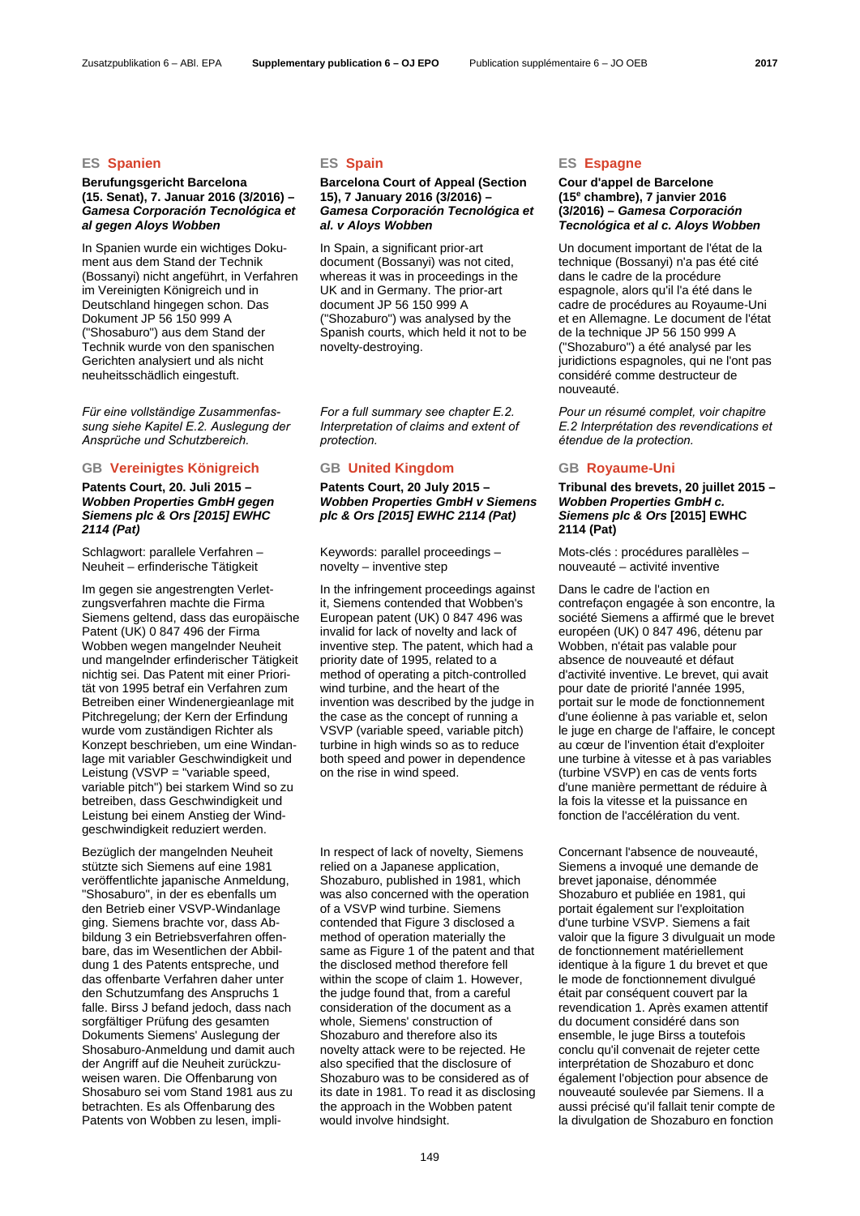## ES Spanien

**Berufungsgericht Barcelona (15. Senat), 7. Januar 2016 (3/2016) – *Gamesa Corporación Tecnológica et al gegen Aloys Wobben***

In Spanien wurde ein wichtiges Dokument aus dem Stand der Technik (Bossanyi) nicht angeführt, in Verfahren im Vereinigten Königreich und in Deutschland hingegen schon. Das Dokument JP 56 150 999 A ("Shosaburo") aus dem Stand der Technik wurde von den spanischen Gerichten analysiert und als nicht neuheitsschädlich eingestuft.

*Für eine vollständige Zusammenfassung siehe Kapitel E.2. Auslegung der Ansprüche und Schutzbereich.*

## GB Vereinigtes Königreich

**Patents Court, 20. Juli 2015 – *Wobben Properties GmbH gegen Siemens plc & Ors [2015] EWHC 2114 (Pat)***

Schlagwort: parallele Verfahren – Neuheit – erfinderische Tätigkeit

Im gegen sie angestrengten Verletzungsverfahren machte die Firma Siemens geltend, dass das europäische Patent (UK) 0 847 496 der Firma Wobben wegen mangelnder Neuheit und mangelnder erfinderischer Tätigkeit nichtig sei. Das Patent mit einer Priorität von 1995 betraf ein Verfahren zum Betreiben einer Windenergieanlage mit Pitchregelung; der Kern der Erfindung wurde vom zuständigen Richter als Konzept beschrieben, um eine Windanlage mit variabler Geschwindigkeit und Leistung (VSVP = "variable speed, variable pitch") bei starkem Wind so zu betreiben, dass Geschwindigkeit und Leistung bei einem Anstieg der Windgeschwindigkeit reduziert werden.

Bezüglich der mangelnden Neuheit stützte sich Siemens auf eine 1981 veröffentlichte japanische Anmeldung, "Shosaburo", in der es ebenfalls um den Betrieb einer VSVP-Windanlage ging. Siemens brachte vor, dass Abbildung 3 ein Betriebsverfahren offenbare, das im Wesentlichen der Abbildung 1 des Patents entspreche, und das offenbarte Verfahren daher unter den Schutzumfang des Anspruchs 1 falle. Birss J befand jedoch, dass nach sorgfältiger Prüfung des gesamten Dokuments Siemens' Auslegung der Shosaburo-Anmeldung und damit auch der Angriff auf die Neuheit zurückzuweisen waren. Die Offenbarung von Shosaburo sei vom Stand 1981 aus zu betrachten. Es als Offenbarung des Patents von Wobben zu lesen, impli-

## ES Spain

**Barcelona Court of Appeal (Section 15), 7 January 2016 (3/2016) – *Gamesa Corporación Tecnológica et al. v Aloys Wobben***

In Spain, a significant prior-art document (Bossanyi) was not cited, whereas it was in proceedings in the UK and in Germany. The prior-art document JP 56 150 999 A ("Shozaburo") was analysed by the Spanish courts, which held it not to be novelty-destroying.

*For a full summary see chapter E.2. Interpretation of claims and extent of protection.*

## GB United Kingdom

**Patents Court, 20 July 2015 – *Wobben Properties GmbH v Siemens plc & Ors [2015] EWHC 2114 (Pat)***

Keywords: parallel proceedings – novelty – inventive step

In the infringement proceedings against it, Siemens contended that Wobben's European patent (UK) 0 847 496 was invalid for lack of novelty and lack of inventive step. The patent, which had a priority date of 1995, related to a method of operating a pitch-controlled wind turbine, and the heart of the invention was described by the judge in the case as the concept of running a VSVP (variable speed, variable pitch) turbine in high winds so as to reduce both speed and power in dependence on the rise in wind speed.

In respect of lack of novelty, Siemens relied on a Japanese application, Shozaburo, published in 1981, which was also concerned with the operation of a VSVP wind turbine. Siemens contended that Figure 3 disclosed a method of operation materially the same as Figure 1 of the patent and that the disclosed method therefore fell within the scope of claim 1. However, the judge found that, from a careful consideration of the document as a whole, Siemens' construction of Shozaburo and therefore also its novelty attack were to be rejected. He also specified that the disclosure of Shozaburo was to be considered as of its date in 1981. To read it as disclosing the approach in the Wobben patent would involve hindsight.

## ES Espagne

**Cour d'appel de Barcelone (15e chambre), 7 janvier 2016 (3/2016) – *Gamesa Corporación Tecnológica et al c. Aloys Wobben***

Un document important de l'état de la technique (Bossanyi) n'a pas été cité dans le cadre de la procédure espagnole, alors qu'il l'a été dans le cadre de procédures au Royaume-Uni et en Allemagne. Le document de l'état de la technique JP 56 150 999 A ("Shozaburo") a été analysé par les juridictions espagnoles, qui ne l'ont pas considéré comme destructeur de nouveauté.

*Pour un résumé complet, voir chapitre E.2 Interprétation des revendications et étendue de la protection.*

## GB Royaume-Uni

**Tribunal des brevets, 20 juillet 2015 – *Wobben Properties GmbH c. Siemens plc & Ors* [2015] EWHC 2114 (Pat)**

Mots-clés : procédures parallèles – nouveauté – activité inventive

Dans le cadre de l'action en contrefaçon engagée à son encontre, la société Siemens a affirmé que le brevet européen (UK) 0 847 496, détenu par Wobben, n'était pas valable pour absence de nouveauté et défaut d'activité inventive. Le brevet, qui avait pour date de priorité l'année 1995, portait sur le mode de fonctionnement d'une éolienne à pas variable et, selon le juge en charge de l'affaire, le concept au cœur de l'invention était d'exploiter une turbine à vitesse et à pas variables (turbine VSVP) en cas de vents forts d'une manière permettant de réduire à la fois la vitesse et la puissance en fonction de l'accélération du vent.

Concernant l'absence de nouveauté, Siemens a invoqué une demande de brevet japonaise, dénommée Shozaburo et publiée en 1981, qui portait également sur l'exploitation d'une turbine VSVP. Siemens a fait valoir que la figure 3 divulguait un mode de fonctionnement matériellement identique à la figure 1 du brevet et que le mode de fonctionnement divulgué était par conséquent couvert par la revendication 1. Après examen attentif du document considéré dans son ensemble, le juge Birss a toutefois conclu qu'il convenait de rejeter cette interprétation de Shozaburo et donc également l'objection pour absence de nouveauté soulevée par Siemens. Il a aussi précisé qu'il fallait tenir compte de la divulgation de Shozaburo en fonction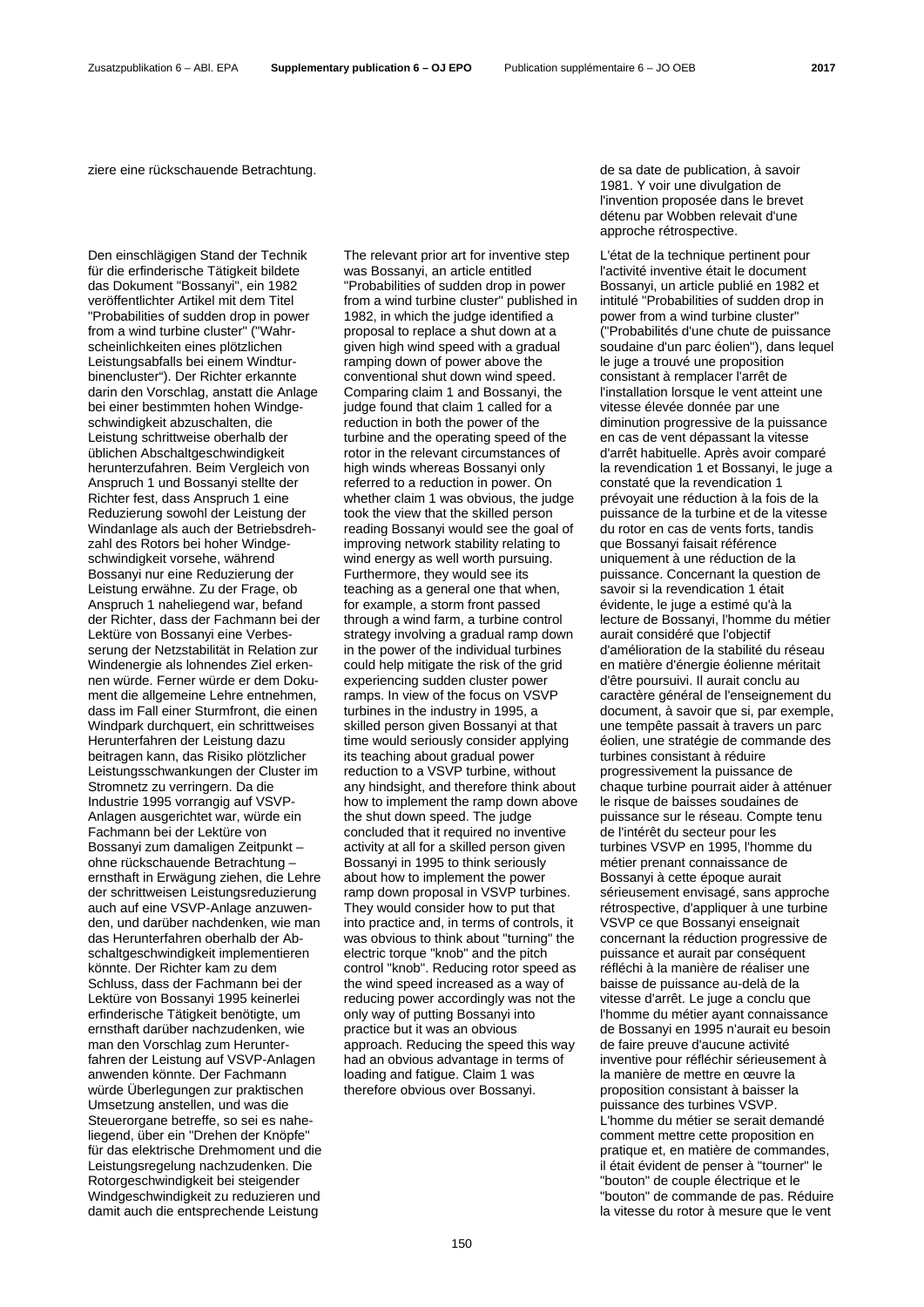ziere eine rückschauende Betrachtung.

Den einschlägigen Stand der Technik für die erfinderische Tätigkeit bildete das Dokument "Bossanyi", ein 1982 veröffentlichter Artikel mit dem Titel "Probabilities of sudden drop in power from a wind turbine cluster" ("Wahrscheinlichkeiten eines plötzlichen Leistungsabfalls bei einem Windturbinencluster"). Der Richter erkannte darin den Vorschlag, anstatt die Anlage bei einer bestimmten hohen Windgeschwindigkeit abzuschalten, die Leistung schrittweise oberhalb der üblichen Abschaltgeschwindigkeit herunterzufahren. Beim Vergleich von Anspruch 1 und Bossanyi stellte der Richter fest, dass Anspruch 1 eine Reduzierung sowohl der Leistung der Windanlage als auch der Betriebsdrehzahl des Rotors bei hoher Windgeschwindigkeit vorsehe, während Bossanyi nur eine Reduzierung der Leistung erwähne. Zu der Frage, ob Anspruch 1 naheliegend war, befand der Richter, dass der Fachmann bei der Lektüre von Bossanyi eine Verbesserung der Netzstabilität in Relation zur Windenergie als lohnendes Ziel erkennen würde. Ferner würde er dem Dokument die allgemeine Lehre entnehmen, dass im Fall einer Sturmfront, die einen Windpark durchquert, ein schrittweises Herunterfahren der Leistung dazu beitragen kann, das Risiko plötzlicher Leistungsschwankungen der Cluster im Stromnetz zu verringern. Da die Industrie 1995 vorrangig auf VSVP-Anlagen ausgerichtet war, würde ein Fachmann bei der Lektüre von Bossanyi zum damaligen Zeitpunkt – ohne rückschauende Betrachtung – ernsthaft in Erwägung ziehen, die Lehre der schrittweisen Leistungsreduzierung auch auf eine VSVP-Anlage anzuwenden, und darüber nachdenken, wie man das Herunterfahren oberhalb der Abschaltgeschwindigkeit implementieren könnte. Der Richter kam zu dem Schluss, dass der Fachmann bei der Lektüre von Bossanyi 1995 keinerlei erfinderische Tätigkeit benötigte, um ernsthaft darüber nachzudenken, wie man den Vorschlag zum Herunterfahren der Leistung auf VSVP-Anlagen anwenden könnte. Der Fachmann würde Überlegungen zur praktischen Umsetzung anstellen, und was die Steuerorgane betreffe, so sei es naheliegend, über ein "Drehen der Knöpfe" für das elektrische Drehmoment und die Leistungsregelung nachzudenken. Die Rotorgeschwindigkeit bei steigender Windgeschwindigkeit zu reduzieren und damit auch die entsprechende Leistung

The relevant prior art for inventive step was Bossanyi, an article entitled "Probabilities of sudden drop in power from a wind turbine cluster" published in 1982, in which the judge identified a proposal to replace a shut down at a given high wind speed with a gradual ramping down of power above the conventional shut down wind speed. Comparing claim 1 and Bossanyi, the judge found that claim 1 called for a reduction in both the power of the turbine and the operating speed of the rotor in the relevant circumstances of high winds whereas Bossanyi only referred to a reduction in power. On whether claim 1 was obvious, the judge took the view that the skilled person reading Bossanyi would see the goal of improving network stability relating to wind energy as well worth pursuing. Furthermore, they would see its teaching as a general one that when, for example, a storm front passed through a wind farm, a turbine control strategy involving a gradual ramp down in the power of the individual turbines could help mitigate the risk of the grid experiencing sudden cluster power ramps. In view of the focus on VSVP turbines in the industry in 1995, a skilled person given Bossanyi at that time would seriously consider applying its teaching about gradual power reduction to a VSVP turbine, without any hindsight, and therefore think about how to implement the ramp down above the shut down speed. The judge concluded that it required no inventive activity at all for a skilled person given Bossanyi in 1995 to think seriously about how to implement the power ramp down proposal in VSVP turbines. They would consider how to put that into practice and, in terms of controls, it was obvious to think about "turning" the electric torque "knob" and the pitch control "knob". Reducing rotor speed as the wind speed increased as a way of reducing power accordingly was not the only way of putting Bossanyi into practice but it was an obvious approach. Reducing the speed this way had an obvious advantage in terms of loading and fatigue. Claim 1 was therefore obvious over Bossanyi.

de sa date de publication, à savoir 1981. Y voir une divulgation de l'invention proposée dans le brevet détenu par Wobben relevait d'une approche rétrospective.

L'état de la technique pertinent pour l'activité inventive était le document Bossanyi, un article publié en 1982 et intitulé "Probabilities of sudden drop in power from a wind turbine cluster" ("Probabilités d'une chute de puissance soudaine d'un parc éolien"), dans lequel le juge a trouvé une proposition consistant à remplacer l'arrêt de l'installation lorsque le vent atteint une vitesse élevée donnée par une diminution progressive de la puissance en cas de vent dépassant la vitesse d'arrêt habituelle. Après avoir comparé la revendication 1 et Bossanyi, le juge a constaté que la revendication 1 prévoyait une réduction à la fois de la puissance de la turbine et de la vitesse du rotor en cas de vents forts, tandis que Bossanyi faisait référence uniquement à une réduction de la puissance. Concernant la question de savoir si la revendication 1 était évidente, le juge a estimé qu'à la lecture de Bossanyi, l'homme du métier aurait considéré que l'objectif d'amélioration de la stabilité du réseau en matière d'énergie éolienne méritait d'être poursuivi. Il aurait conclu au caractère général de l'enseignement du document, à savoir que si, par exemple, une tempête passait à travers un parc éolien, une stratégie de commande des turbines consistant à réduire progressivement la puissance de chaque turbine pourrait aider à atténuer le risque de baisses soudaines de puissance sur le réseau. Compte tenu de l'intérêt du secteur pour les turbines VSVP en 1995, l'homme du métier prenant connaissance de Bossanyi à cette époque aurait sérieusement envisagé, sans approche rétrospective, d'appliquer à une turbine VSVP ce que Bossanyi enseignait concernant la réduction progressive de puissance et aurait par conséquent réfléchi à la manière de réaliser une baisse de puissance au-delà de la vitesse d'arrêt. Le juge a conclu que l'homme du métier ayant connaissance de Bossanyi en 1995 n'aurait eu besoin de faire preuve d'aucune activité inventive pour réfléchir sérieusement à la manière de mettre en œuvre la proposition consistant à baisser la puissance des turbines VSVP. L'homme du métier se serait demandé comment mettre cette proposition en pratique et, en matière de commandes, il était évident de penser à "tourner" le "bouton" de couple électrique et le "bouton" de commande de pas. Réduire la vitesse du rotor à mesure que le vent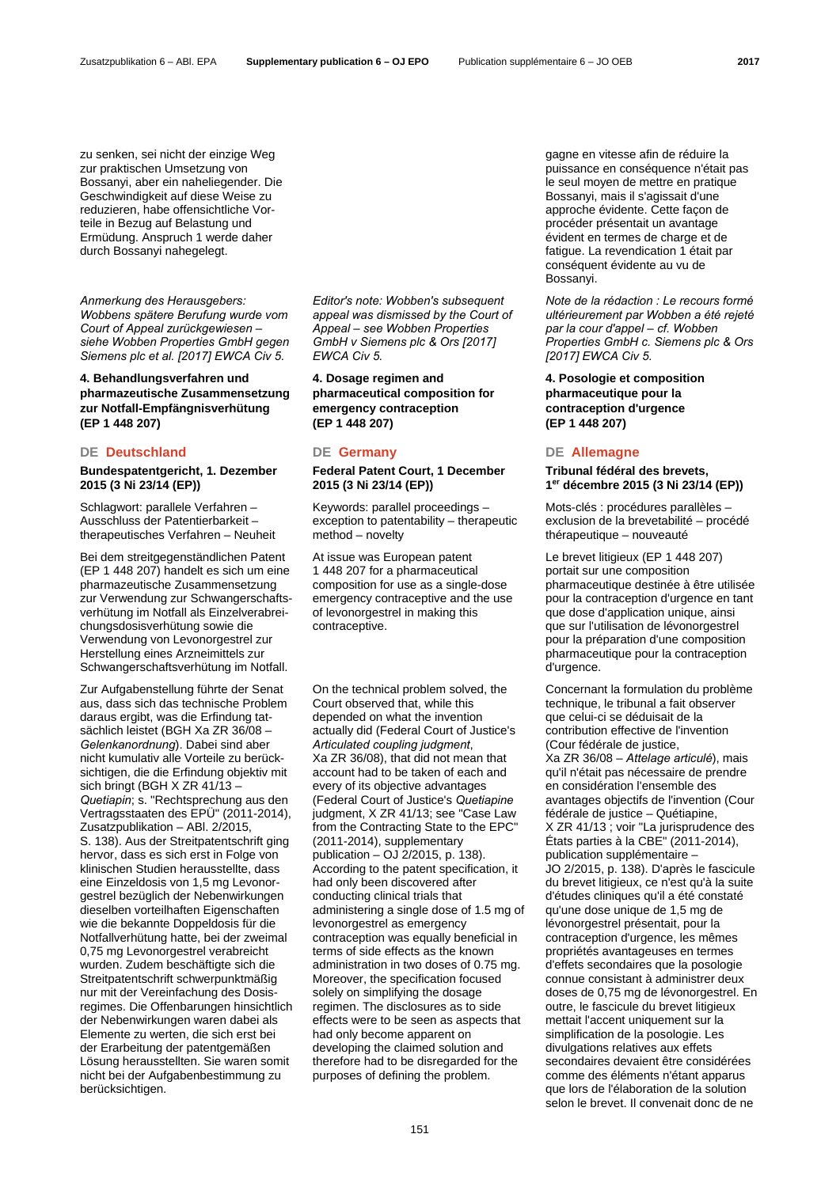zu senken, sei nicht der einzige Weg zur praktischen Umsetzung von Bossanyi, aber ein naheliegender. Die Geschwindigkeit auf diese Weise zu reduzieren, habe offensichtliche Vorteile in Bezug auf Belastung und Ermüdung. Anspruch 1 werde daher durch Bossanyi nahegelegt.

*Anmerkung des Herausgebers: Wobbens spätere Berufung wurde vom Court of Appeal zurückgewiesen – siehe Wobben Properties GmbH gegen Siemens plc et al. [2017] EWCA Civ 5.*

### 4. Behandlungsverfahren und pharmazeutische Zusammensetzung zur Notfall-Empfängnisverhütung (EP 1 448 207)

#### DE Deutschland

**Bundespatentgericht, 1. Dezember 2015 (3 Ni 23/14 (EP))**

Schlagwort: parallele Verfahren – Ausschluss der Patentierbarkeit – therapeutisches Verfahren – Neuheit

Bei dem streitgegenständlichen Patent (EP 1 448 207) handelt es sich um eine pharmazeutische Zusammensetzung zur Verwendung zur Schwangerschaftsverhütung im Notfall als Einzelverabreichungsdosisverhütung sowie die Verwendung von Levonorgestrel zur Herstellung eines Arzneimittels zur Schwangerschaftsverhütung im Notfall.

Zur Aufgabenstellung führte der Senat aus, dass sich das technische Problem daraus ergibt, was die Erfindung tatsächlich leistet (BGH Xa ZR 36/08 – *Gelenkanordnung*). Dabei sind aber nicht kumulativ alle Vorteile zu berücksichtigen, die die Erfindung objektiv mit sich bringt (BGH X ZR 41/13 – *Quetiapin*; s. "Rechtsprechung aus den Vertragsstaaten des EPÜ" (2011-2014), Zusatzpublikation – ABl. 2/2015, S. 138). Aus der Streitpatentschrift ging hervor, dass es sich erst in Folge von klinischen Studien herausstellte, dass eine Einzeldosis von 1,5 mg Levonorgestrel bezüglich der Nebenwirkungen dieselben vorteilhaften Eigenschaften wie die bekannte Doppeldosis für die Notfallverhütung hatte, bei der zweimal 0,75 mg Levonorgestrel verabreicht wurden. Zudem beschäftigte sich die Streitpatentschrift schwerpunktmäßig nur mit der Vereinfachung des Dosisregimes. Die Offenbarungen hinsichtlich der Nebenwirkungen waren dabei als Elemente zu werten, die sich erst bei der Erarbeitung der patentgemäßen Lösung herausstellten. Sie waren somit nicht bei der Aufgabenbestimmung zu berücksichtigen.

*Editor's note: Wobben's subsequent appeal was dismissed by the Court of Appeal – see Wobben Properties GmbH v Siemens plc & Ors [2017] EWCA Civ 5.*

### 4. Dosage regimen and pharmaceutical composition for emergency contraception (EP 1 448 207)

#### DE Germany

**Federal Patent Court, 1 December 2015 (3 Ni 23/14 (EP))**

Keywords: parallel proceedings – exception to patentability – therapeutic method – novelty

At issue was European patent 1 448 207 for a pharmaceutical composition for use as a single-dose emergency contraceptive and the use of levonorgestrel in making this contraceptive.

On the technical problem solved, the Court observed that, while this depended on what the invention actually did (Federal Court of Justice's *Articulated coupling judgment*, Xa ZR 36/08), that did not mean that account had to be taken of each and every of its objective advantages (Federal Court of Justice's *Quetiapine* judgment, X ZR 41/13; see "Case Law from the Contracting State to the EPC" (2011-2014), supplementary publication – OJ 2/2015, p. 138). According to the patent specification, it had only been discovered after conducting clinical trials that administering a single dose of 1.5 mg of levonorgestrel as emergency contraception was equally beneficial in terms of side effects as the known administration in two doses of 0.75 mg. Moreover, the specification focused solely on simplifying the dosage regimen. The disclosures as to side effects were to be seen as aspects that had only become apparent on developing the claimed solution and therefore had to be disregarded for the purposes of defining the problem.

gagne en vitesse afin de réduire la puissance en conséquence n'était pas le seul moyen de mettre en pratique Bossanyi, mais il s'agissait d'une approche évidente. Cette façon de procéder présentait un avantage évident en termes de charge et de fatigue. La revendication 1 était par conséquent évidente au vu de Bossanyi.

*Note de la rédaction : Le recours formé ultérieurement par Wobben a été rejeté par la cour d'appel – cf. Wobben Properties GmbH c. Siemens plc & Ors [2017] EWCA Civ 5.*

### 4. Posologie et composition pharmaceutique pour la contraception d'urgence (EP 1 448 207)

#### DE Allemagne

**Tribunal fédéral des brevets, 1er décembre 2015 (3 Ni 23/14 (EP))**

Mots-clés : procédures parallèles – exclusion de la brevetabilité – procédé thérapeutique – nouveauté

Le brevet litigieux (EP 1 448 207) portait sur une composition pharmaceutique destinée à être utilisée pour la contraception d'urgence en tant que dose d'application unique, ainsi que sur l'utilisation de lévonorgestrel pour la préparation d'une composition pharmaceutique pour la contraception d'urgence.

Concernant la formulation du problème technique, le tribunal a fait observer que celui-ci se déduisait de la contribution effective de l'invention (Cour fédérale de justice, Xa ZR 36/08 – *Attelage articulé*), mais qu'il n'était pas nécessaire de prendre en considération l'ensemble des avantages objectifs de l'invention (Cour fédérale de justice – Quétiapine, X ZR 41/13 ; voir "La jurisprudence des États parties à la CBE" (2011-2014), publication supplémentaire – JO 2/2015, p. 138). D'après le fascicule du brevet litigieux, ce n'est qu'à la suite d'études cliniques qu'il a été constaté qu'une dose unique de 1,5 mg de lévonorgestrel présentait, pour la contraception d'urgence, les mêmes propriétés avantageuses en termes d'effets secondaires que la posologie connue consistant à administrer deux doses de 0,75 mg de lévonorgestrel. En outre, le fascicule du brevet litigieux mettait l'accent uniquement sur la simplification de la posologie. Les divulgations relatives aux effets secondaires devaient être considérées comme des éléments n'étant apparus que lors de l'élaboration de la solution selon le brevet. Il convenait donc de ne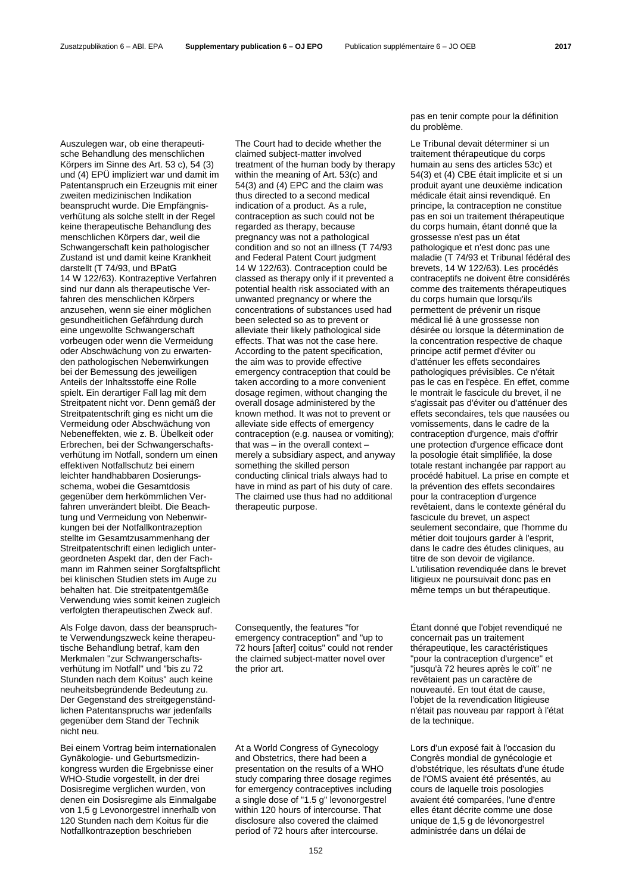pas en tenir compte pour la définition du problème.

Auszulegen war, ob eine therapeutische Behandlung des menschlichen Körpers im Sinne des Art. 53 c), 54 (3) und (4) EPÜ impliziert war und damit im Patentanspruch ein Erzeugnis mit einer zweiten medizinischen Indikation beansprucht wurde. Die Empfängnisverhütung als solche stellt in der Regel keine therapeutische Behandlung des menschlichen Körpers dar, weil die Schwangerschaft kein pathologischer Zustand ist und damit keine Krankheit darstellt (T 74/93, und BPatG 14 W 122/63). Kontrazeptive Verfahren sind nur dann als therapeutische Verfahren des menschlichen Körpers anzusehen, wenn sie einer möglichen gesundheitlichen Gefährdung durch eine ungewollte Schwangerschaft vorbeugen oder wenn die Vermeidung oder Abschwächung von zu erwartenden pathologischen Nebenwirkungen bei der Bemessung des jeweiligen Anteils der Inhaltsstoffe eine Rolle spielt. Ein derartiger Fall lag mit dem Streitpatent nicht vor. Denn gemäß der Streitpatentschrift ging es nicht um die Vermeidung oder Abschwächung von Nebeneffekten, wie z. B. Übelkeit oder Erbrechen, bei der Schwangerschaftsverhütung im Notfall, sondern um einen effektiven Notfallschutz bei einem leichter handhabbaren Dosierungsschema, wobei die Gesamtdosis gegenüber dem herkömmlichen Verfahren unverändert bleibt. Die Beachtung und Vermeidung von Nebenwirkungen bei der Notfallkontrazeption stellte im Gesamtzusammenhang der Streitpatentschrift einen lediglich untergeordneten Aspekt dar, den der Fachmann im Rahmen seiner Sorgfaltspflicht bei klinischen Studien stets im Auge zu behalten hat. Die streitpatentgemäße Verwendung wies somit keinen zugleich verfolgten therapeutischen Zweck auf.

The Court had to decide whether the claimed subject-matter involved treatment of the human body by therapy within the meaning of Art. 53(c) and 54(3) and (4) EPC and the claim was thus directed to a second medical indication of a product. As a rule, contraception as such could not be regarded as therapy, because pregnancy was not a pathological condition and so not an illness (T 74/93 and Federal Patent Court judgment 14 W 122/63). Contraception could be classed as therapy only if it prevented a potential health risk associated with an unwanted pregnancy or where the concentrations of substances used had been selected so as to prevent or alleviate their likely pathological side effects. That was not the case here. According to the patent specification, the aim was to provide effective emergency contraception that could be taken according to a more convenient dosage regimen, without changing the overall dosage administered by the known method. It was not to prevent or alleviate side effects of emergency contraception (e.g. nausea or vomiting); that was – in the overall context – merely a subsidiary aspect, and anyway something the skilled person conducting clinical trials always had to have in mind as part of his duty of care. The claimed use thus had no additional therapeutic purpose.

Le Tribunal devait déterminer si un traitement thérapeutique du corps humain au sens des articles 53c) et 54(3) et (4) CBE était implicite et si un produit ayant une deuxième indication médicale était ainsi revendiqué. En principe, la contraception ne constitue pas en soi un traitement thérapeutique du corps humain, étant donné que la grossesse n'est pas un état pathologique et n'est donc pas une maladie (T 74/93 et Tribunal fédéral des brevets, 14 W 122/63). Les procédés contraceptifs ne doivent être considérés comme des traitements thérapeutiques du corps humain que lorsqu'ils permettent de prévenir un risque médical lié à une grossesse non désirée ou lorsque la détermination de la concentration respective de chaque principe actif permet d'éviter ou d'atténuer les effets secondaires pathologiques prévisibles. Ce n'était pas le cas en l'espèce. En effet, comme le montrait le fascicule du brevet, il ne s'agissait pas d'éviter ou d'atténuer des effets secondaires, tels que nausées ou vomissements, dans le cadre de la contraception d'urgence, mais d'offrir une protection d'urgence efficace dont la posologie était simplifiée, la dose totale restant inchangée par rapport au procédé habituel. La prise en compte et la prévention des effets secondaires pour la contraception d'urgence revêtaient, dans le contexte général du fascicule du brevet, un aspect seulement secondaire, que l'homme du métier doit toujours garder à l'esprit, dans le cadre des études cliniques, au titre de son devoir de vigilance. L'utilisation revendiquée dans le brevet litigieux ne poursuivait donc pas en même temps un but thérapeutique.

Als Folge davon, dass der beanspruchte Verwendungszweck keine therapeutische Behandlung betraf, kam den Merkmalen "zur Schwangerschaftsverhütung im Notfall" und "bis zu 72 Stunden nach dem Koitus" auch keine neuheitsbegründende Bedeutung zu. Der Gegenstand des streitgegenständlichen Patentanspruchs war jedenfalls gegenüber dem Stand der Technik nicht neu.

Consequently, the features "for emergency contraception" and "up to 72 hours [after] coitus" could not render the claimed subject-matter novel over the prior art.

Étant donné que l'objet revendiqué ne concernait pas un traitement thérapeutique, les caractéristiques "pour la contraception d'urgence" et "jusqu'à 72 heures après le coït" ne revêtaient pas un caractère de nouveauté. En tout état de cause, l'objet de la revendication litigieuse n'était pas nouveau par rapport à l'état de la technique.

Bei einem Vortrag beim internationalen Gynäkologie- und Geburtsmedizinkongress wurden die Ergebnisse einer WHO-Studie vorgestellt, in der drei Dosisregime verglichen wurden, von denen ein Dosisregime als Einmalgabe von 1,5 g Levonorgestrel innerhalb von 120 Stunden nach dem Koitus für die Notfallkontrazeption beschrieben

At a World Congress of Gynecology and Obstetrics, there had been a presentation on the results of a WHO study comparing three dosage regimes for emergency contraceptives including a single dose of "1.5 g" levonorgestrel within 120 hours of intercourse. That disclosure also covered the claimed period of 72 hours after intercourse.

Lors d'un exposé fait à l'occasion du Congrès mondial de gynécologie et d'obstétrique, les résultats d'une étude de l'OMS avaient été présentés, au cours de laquelle trois posologies avaient été comparées, l'une d'entre elles étant décrite comme une dose unique de 1,5 g de lévonorgestrel administrée dans un délai de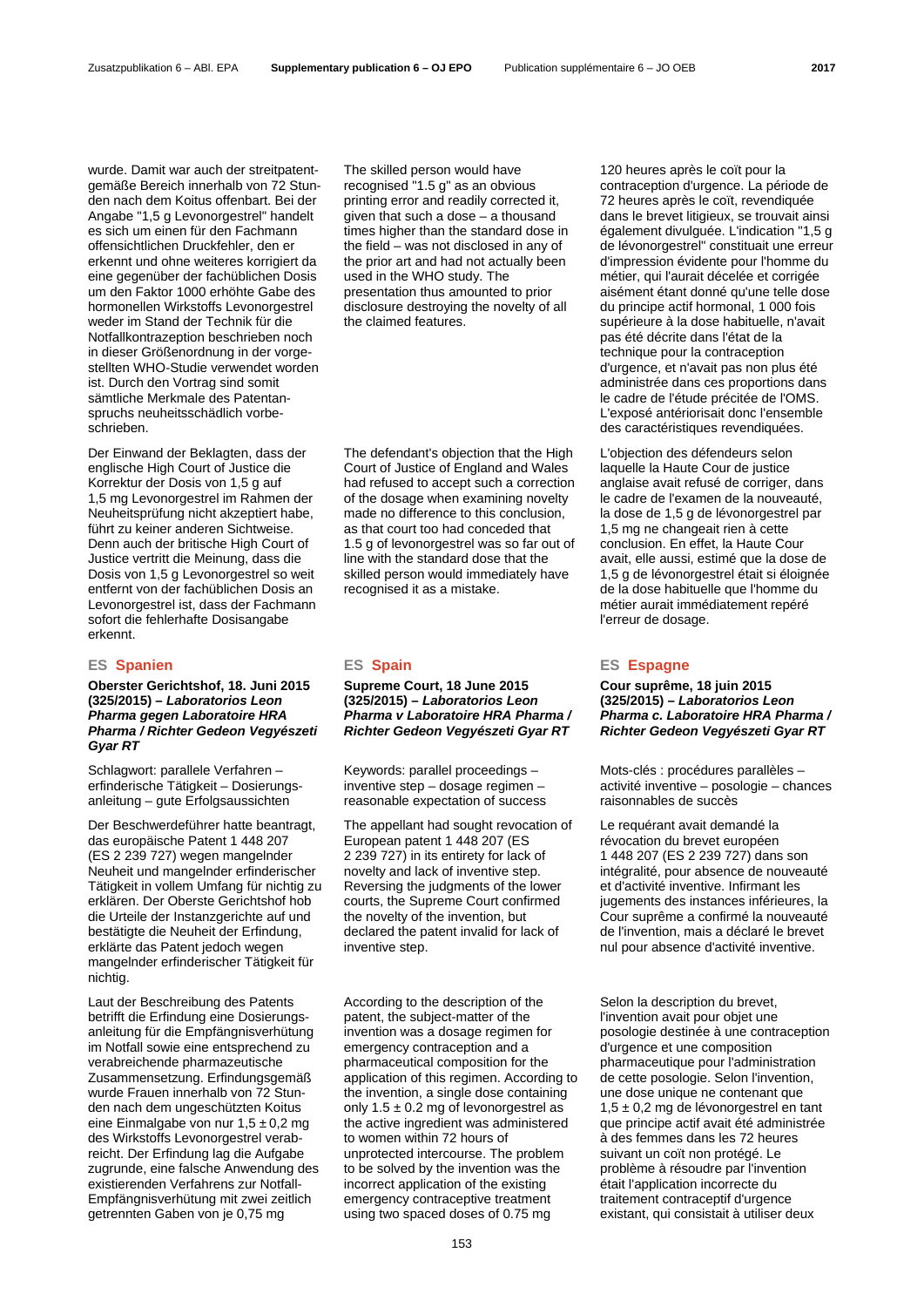wurde. Damit war auch der streitpatentgemäße Bereich innerhalb von 72 Stunden nach dem Koitus offenbart. Bei der Angabe "1,5 g Levonorgestrel" handelt es sich um einen für den Fachmann offensichtlichen Druckfehler, den er erkennt und ohne weiteres korrigiert da eine gegenüber der fachüblichen Dosis um den Faktor 1000 erhöhte Gabe des hormonellen Wirkstoffs Levonorgestrel weder im Stand der Technik für die Notfallkontrazeption beschrieben noch in dieser Größenordnung in der vorgestellten WHO-Studie verwendet worden ist. Durch den Vortrag sind somit sämtliche Merkmale des Patentanspruchs neuheitsschädlich vorbeschrieben.

Der Einwand der Beklagten, dass der englische High Court of Justice die Korrektur der Dosis von 1,5 g auf 1,5 mg Levonorgestrel im Rahmen der Neuheitsprüfung nicht akzeptiert habe, führt zu keiner anderen Sichtweise. Denn auch der britische High Court of Justice vertritt die Meinung, dass die Dosis von 1,5 g Levonorgestrel so weit entfernt von der fachüblichen Dosis an Levonorgestrel ist, dass der Fachmann sofort die fehlerhafte Dosisangabe erkennt.

## ES Spanien

**Oberster Gerichtshof, 18. Juni 2015 (325/2015) – *Laboratorios Leon Pharma gegen Laboratoire HRA Pharma / Richter Gedeon Vegyészeti Gyar RT***

Schlagwort: parallele Verfahren – erfinderische Tätigkeit – Dosierungsanleitung – gute Erfolgsaussichten

Der Beschwerdeführer hatte beantragt, das europäische Patent 1 448 207 (ES 2 239 727) wegen mangelnder Neuheit und mangelnder erfinderischer Tätigkeit in vollem Umfang für nichtig zu erklären. Der Oberste Gerichtshof hob die Urteile der Instanzgerichte auf und bestätigte die Neuheit der Erfindung, erklärte das Patent jedoch wegen mangelnder erfinderischer Tätigkeit für nichtig.

Laut der Beschreibung des Patents betrifft die Erfindung eine Dosierungsanleitung für die Empfängnisverhütung im Notfall sowie eine entsprechend zu verabreichende pharmazeutische Zusammensetzung. Erfindungsgemäß wurde Frauen innerhalb von 72 Stunden nach dem ungeschützten Koitus eine Einmalgabe von nur 1,5 ± 0,2 mg des Wirkstoffs Levonorgestrel verabreicht. Der Erfindung lag die Aufgabe zugrunde, eine falsche Anwendung des existierenden Verfahrens zur Notfall-Empfängnisverhütung mit zwei zeitlich getrennten Gaben von je 0,75 mg

The skilled person would have recognised "1.5 g" as an obvious printing error and readily corrected it, given that such a dose – a thousand times higher than the standard dose in the field – was not disclosed in any of the prior art and had not actually been used in the WHO study. The presentation thus amounted to prior disclosure destroying the novelty of all the claimed features.

The defendant's objection that the High Court of Justice of England and Wales had refused to accept such a correction of the dosage when examining novelty made no difference to this conclusion, as that court too had conceded that 1.5 g of levonorgestrel was so far out of line with the standard dose that the skilled person would immediately have recognised it as a mistake.

## ES Spain

**Supreme Court, 18 June 2015 (325/2015) – *Laboratorios Leon Pharma v Laboratoire HRA Pharma / Richter Gedeon Vegyészeti Gyar RT***

Keywords: parallel proceedings – inventive step – dosage regimen – reasonable expectation of success

The appellant had sought revocation of European patent 1 448 207 (ES 2 239 727) in its entirety for lack of novelty and lack of inventive step. Reversing the judgments of the lower courts, the Supreme Court confirmed the novelty of the invention, but declared the patent invalid for lack of inventive step.

According to the description of the patent, the subject-matter of the invention was a dosage regimen for emergency contraception and a pharmaceutical composition for the application of this regimen. According to the invention, a single dose containing only 1.5 ± 0.2 mg of levonorgestrel as the active ingredient was administered to women within 72 hours of unprotected intercourse. The problem to be solved by the invention was the incorrect application of the existing emergency contraceptive treatment using two spaced doses of 0.75 mg

120 heures après le coït pour la contraception d'urgence. La période de 72 heures après le coït, revendiquée dans le brevet litigieux, se trouvait ainsi également divulguée. L'indication "1,5 g de lévonorgestrel" constituait une erreur d'impression évidente pour l'homme du métier, qui l'aurait décelée et corrigée aisément étant donné qu'une telle dose du principe actif hormonal, 1 000 fois supérieure à la dose habituelle, n'avait pas été décrite dans l'état de la technique pour la contraception d'urgence, et n'avait pas non plus été administrée dans ces proportions dans le cadre de l'étude précitée de l'OMS. L'exposé antériorisait donc l'ensemble des caractéristiques revendiquées.

L'objection des défendeurs selon laquelle la Haute Cour de justice anglaise avait refusé de corriger, dans le cadre de l'examen de la nouveauté, la dose de 1,5 g de lévonorgestrel par 1,5 mg ne changeait rien à cette conclusion. En effet, la Haute Cour avait, elle aussi, estimé que la dose de 1,5 g de lévonorgestrel était si éloignée de la dose habituelle que l'homme du métier aurait immédiatement repéré l'erreur de dosage.

## ES Espagne

**Cour suprême, 18 juin 2015 (325/2015) – *Laboratorios Leon Pharma c. Laboratoire HRA Pharma / Richter Gedeon Vegyészeti Gyar RT***

Mots-clés : procédures parallèles – activité inventive – posologie – chances raisonnables de succès

Le requérant avait demandé la révocation du brevet européen 1 448 207 (ES 2 239 727) dans son intégralité, pour absence de nouveauté et d'activité inventive. Infirmant les jugements des instances inférieures, la Cour suprême a confirmé la nouveauté de l'invention, mais a déclaré le brevet nul pour absence d'activité inventive.

Selon la description du brevet, l'invention avait pour objet une posologie destinée à une contraception d'urgence et une composition pharmaceutique pour l'administration de cette posologie. Selon l'invention, une dose unique ne contenant que 1,5 ± 0,2 mg de lévonorgestrel en tant que principe actif avait été administrée à des femmes dans les 72 heures suivant un coït non protégé. Le problème à résoudre par l'invention était l'application incorrecte du traitement contraceptif d'urgence existant, qui consistait à utiliser deux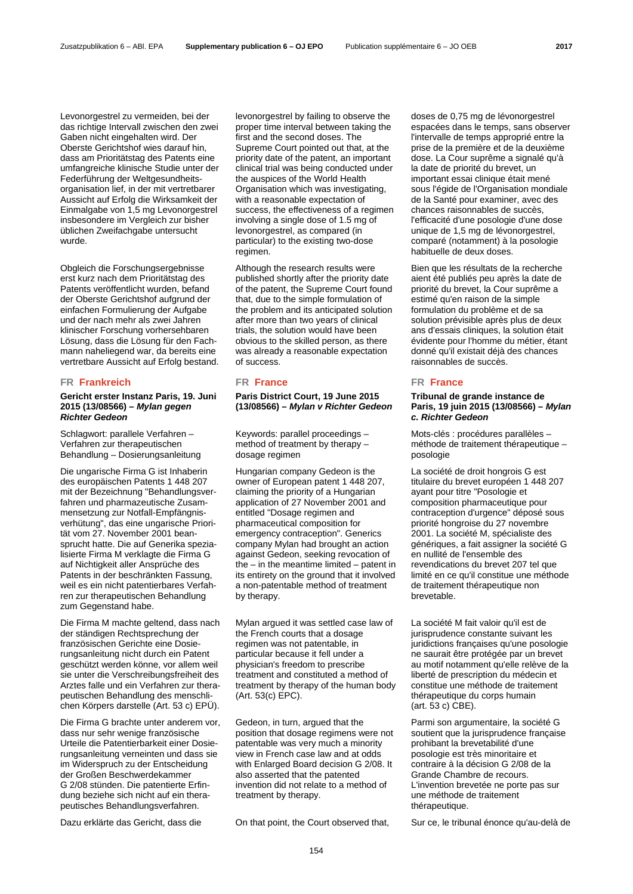Levonorgestrel zu vermeiden, bei der das richtige Intervall zwischen den zwei Gaben nicht eingehalten wird. Der Oberste Gerichtshof wies darauf hin, dass am Prioritätstag des Patents eine umfangreiche klinische Studie unter der Federführung der Weltgesundheitsorganisation lief, in der mit vertretbarer Aussicht auf Erfolg die Wirksamkeit der Einmalgabe von 1,5 mg Levonorgestrel insbesondere im Vergleich zur bisher üblichen Zweifachgabe untersucht wurde.

Obgleich die Forschungsergebnisse erst kurz nach dem Prioritätstag des Patents veröffentlicht wurden, befand der Oberste Gerichtshof aufgrund der einfachen Formulierung der Aufgabe und der nach mehr als zwei Jahren klinischer Forschung vorhersehbaren Lösung, dass die Lösung für den Fachmann naheliegend war, da bereits eine vertretbare Aussicht auf Erfolg bestand.

## FR Frankreich

### Gericht erster Instanz Paris, 19. Juni 2015 (13/08566) – *Mylan gegen Richter Gedeon*

Schlagwort: parallele Verfahren – Verfahren zur therapeutischen Behandlung – Dosierungsanleitung

Die ungarische Firma G ist Inhaberin des europäischen Patents 1 448 207 mit der Bezeichnung "Behandlungsverfahren und pharmazeutische Zusammensetzung zur Notfall-Empfängnisverhütung", das eine ungarische Priorität vom 27. November 2001 beansprucht hatte. Die auf Generika spezialisierte Firma M verklagte die Firma G auf Nichtigkeit aller Ansprüche des Patents in der beschränkten Fassung, weil es ein nicht patentierbares Verfahren zur therapeutischen Behandlung zum Gegenstand habe.

Die Firma M machte geltend, dass nach der ständigen Rechtsprechung der französischen Gerichte eine Dosierungsanleitung nicht durch ein Patent geschützt werden könne, vor allem weil sie unter die Verschreibungsfreiheit des Arztes falle und ein Verfahren zur therapeutischen Behandlung des menschlichen Körpers darstelle (Art. 53 c) EPÜ).

Die Firma G brachte unter anderem vor, dass nur sehr wenige französische Urteile die Patentierbarkeit einer Dosierungsanleitung verneinten und dass sie im Widerspruch zu der Entscheidung der Großen Beschwerdekammer G 2/08 stünden. Die patentierte Erfindung beziehe sich nicht auf ein therapeutisches Behandlungsverfahren.

Dazu erklärte das Gericht, dass die

levonorgestrel by failing to observe the proper time interval between taking the first and the second doses. The Supreme Court pointed out that, at the priority date of the patent, an important clinical trial was being conducted under the auspices of the World Health Organisation which was investigating, with a reasonable expectation of success, the effectiveness of a regimen involving a single dose of 1.5 mg of levonorgestrel, as compared (in particular) to the existing two-dose regimen.

Although the research results were published shortly after the priority date of the patent, the Supreme Court found that, due to the simple formulation of the problem and its anticipated solution after more than two years of clinical trials, the solution would have been obvious to the skilled person, as there was already a reasonable expectation of success.

## FR France

### Paris District Court, 19 June 2015 (13/08566) – *Mylan v Richter Gedeon*

Keywords: parallel proceedings – method of treatment by therapy – dosage regimen

Hungarian company Gedeon is the owner of European patent 1 448 207, claiming the priority of a Hungarian application of 27 November 2001 and entitled "Dosage regimen and pharmaceutical composition for emergency contraception". Generics company Mylan had brought an action against Gedeon, seeking revocation of the – in the meantime limited – patent in its entirety on the ground that it involved a non-patentable method of treatment by therapy.

Mylan argued it was settled case law of the French courts that a dosage regimen was not patentable, in particular because it fell under a physician's freedom to prescribe treatment and constituted a method of treatment by therapy of the human body (Art. 53(c) EPC).

Gedeon, in turn, argued that the position that dosage regimens were not patentable was very much a minority view in French case law and at odds with Enlarged Board decision G 2/08. It also asserted that the patented invention did not relate to a method of treatment by therapy.

On that point, the Court observed that,

doses de 0,75 mg de lévonorgestrel espacées dans le temps, sans observer l'intervalle de temps approprié entre la prise de la première et de la deuxième dose. La Cour suprême a signalé qu'à la date de priorité du brevet, un important essai clinique était mené sous l'égide de l'Organisation mondiale de la Santé pour examiner, avec des chances raisonnables de succès, l'efficacité d'une posologie d'une dose unique de 1,5 mg de lévonorgestrel, comparé (notamment) à la posologie habituelle de deux doses.

Bien que les résultats de la recherche aient été publiés peu après la date de priorité du brevet, la Cour suprême a estimé qu'en raison de la simple formulation du problème et de sa solution prévisible après plus de deux ans d'essais cliniques, la solution était évidente pour l'homme du métier, étant donné qu'il existait déjà des chances raisonnables de succès.

## FR France

### Tribunal de grande instance de Paris, 19 juin 2015 (13/08566) – *Mylan c. Richter Gedeon*

Mots-clés : procédures parallèles – méthode de traitement thérapeutique – posologie

La société de droit hongrois G est titulaire du brevet européen 1 448 207 ayant pour titre "Posologie et composition pharmaceutique pour contraception d'urgence" déposé sous priorité hongroise du 27 novembre 2001. La société M, spécialiste des génériques, a fait assigner la société G en nullité de l'ensemble des revendications du brevet 207 tel que limité en ce qu'il constitue une méthode de traitement thérapeutique non brevetable.

La société M fait valoir qu'il est de jurisprudence constante suivant les juridictions françaises qu'une posologie ne saurait être protégée par un brevet au motif notamment qu'elle relève de la liberté de prescription du médecin et constitue une méthode de traitement thérapeutique du corps humain (art. 53 c) CBE).

Parmi son argumentaire, la société G soutient que la jurisprudence française prohibant la brevetabilité d'une posologie est très minoritaire et contraire à la décision G 2/08 de la Grande Chambre de recours. L'invention brevetée ne porte pas sur une méthode de traitement thérapeutique.

Sur ce, le tribunal énonce qu'au-delà de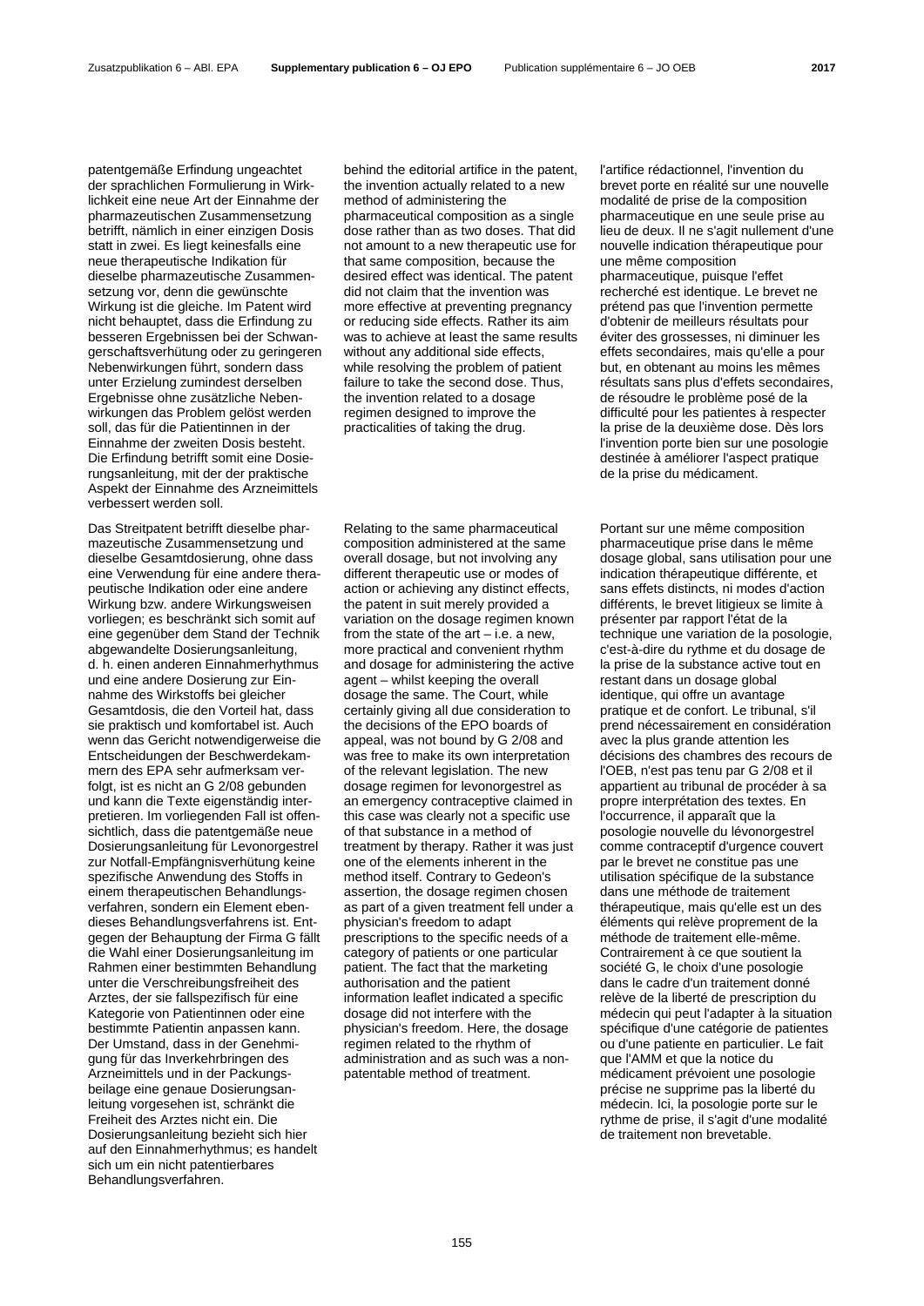patentgemäße Erfindung ungeachtet der sprachlichen Formulierung in Wirklichkeit eine neue Art der Einnahme der pharmazeutischen Zusammensetzung betrifft, nämlich in einer einzigen Dosis statt in zwei. Es liegt keinesfalls eine neue therapeutische Indikation für dieselbe pharmazeutische Zusammensetzung vor, denn die gewünschte Wirkung ist die gleiche. Im Patent wird nicht behauptet, dass die Erfindung zu besseren Ergebnissen bei der Schwangerschaftsverhütung oder zu geringeren Nebenwirkungen führt, sondern dass unter Erzielung zumindest derselben Ergebnisse ohne zusätzliche Nebenwirkungen das Problem gelöst werden soll, das für die Patientinnen in der Einnahme der zweiten Dosis besteht. Die Erfindung betrifft somit eine Dosierungsanleitung, mit der der praktische Aspekt der Einnahme des Arzneimittels verbessert werden soll.

Das Streitpatent betrifft dieselbe pharmazeutische Zusammensetzung und dieselbe Gesamtdosierung, ohne dass eine Verwendung für eine andere therapeutische Indikation oder eine andere Wirkung bzw. andere Wirkungsweisen vorliegen; es beschränkt sich somit auf eine gegenüber dem Stand der Technik abgewandelte Dosierungsanleitung, d. h. einen anderen Einnahmerhythmus und eine andere Dosierung zur Einnahme des Wirkstoffs bei gleicher Gesamtdosis, die den Vorteil hat, dass sie praktisch und komfortabel ist. Auch wenn das Gericht notwendigerweise die Entscheidungen der Beschwerdekammern des EPA sehr aufmerksam verfolgt, ist es nicht an G 2/08 gebunden und kann die Texte eigenständig interpretieren. Im vorliegenden Fall ist offensichtlich, dass die patentgemäße neue Dosierungsanleitung für Levonorgestrel zur Notfall-Empfängnisverhütung keine spezifische Anwendung des Stoffs in einem therapeutischen Behandlungsverfahren, sondern ein Element ebendieses Behandlungsverfahrens ist. Entgegen der Behauptung der Firma G fällt die Wahl einer Dosierungsanleitung im Rahmen einer bestimmten Behandlung unter die Verschreibungsfreiheit des Arztes, der sie fallspezifisch für eine Kategorie von Patientinnen oder eine bestimmte Patientin anpassen kann. Der Umstand, dass in der Genehmigung für das Inverkehrbringen des Arzneimittels und in der Packungsbeilage eine genaue Dosierungsanleitung vorgesehen ist, schränkt die Freiheit des Arztes nicht ein. Die Dosierungsanleitung bezieht sich hier auf den Einnahmerhythmus; es handelt sich um ein nicht patentierbares Behandlungsverfahren.

behind the editorial artifice in the patent, the invention actually related to a new method of administering the pharmaceutical composition as a single dose rather than as two doses. That did not amount to a new therapeutic use for that same composition, because the desired effect was identical. The patent did not claim that the invention was more effective at preventing pregnancy or reducing side effects. Rather its aim was to achieve at least the same results without any additional side effects, while resolving the problem of patient failure to take the second dose. Thus, the invention related to a dosage regimen designed to improve the practicalities of taking the drug.

Relating to the same pharmaceutical composition administered at the same overall dosage, but not involving any different therapeutic use or modes of action or achieving any distinct effects, the patent in suit merely provided a variation on the dosage regimen known from the state of the art – i.e. a new, more practical and convenient rhythm and dosage for administering the active agent – whilst keeping the overall dosage the same. The Court, while certainly giving all due consideration to the decisions of the EPO boards of appeal, was not bound by G 2/08 and was free to make its own interpretation of the relevant legislation. The new dosage regimen for levonorgestrel as an emergency contraceptive claimed in this case was clearly not a specific use of that substance in a method of treatment by therapy. Rather it was just one of the elements inherent in the method itself. Contrary to Gedeon's assertion, the dosage regimen chosen as part of a given treatment fell under a physician's freedom to adapt prescriptions to the specific needs of a category of patients or one particular patient. The fact that the marketing authorisation and the patient information leaflet indicated a specific dosage did not interfere with the physician's freedom. Here, the dosage regimen related to the rhythm of administration and as such was a non-patentable method of treatment.

l'artifice rédactionnel, l'invention du brevet porte en réalité sur une nouvelle modalité de prise de la composition pharmaceutique en une seule prise au lieu de deux. Il ne s'agit nullement d'une nouvelle indication thérapeutique pour une même composition pharmaceutique, puisque l'effet recherché est identique. Le brevet ne prétend pas que l'invention permette d'obtenir de meilleurs résultats pour éviter des grossesses, ni diminuer les effets secondaires, mais qu'elle a pour but, en obtenant au moins les mêmes résultats sans plus d'effets secondaires, de résoudre le problème posé de la difficulté pour les patientes à respecter la prise de la deuxième dose. Dès lors l'invention porte bien sur une posologie destinée à améliorer l'aspect pratique de la prise du médicament.

Portant sur une même composition pharmaceutique prise dans le même dosage global, sans utilisation pour une indication thérapeutique différente, et sans effets distincts, ni modes d'action différents, le brevet litigieux se limite à présenter par rapport l'état de la technique une variation de la posologie, c'est-à-dire du rythme et du dosage de la prise de la substance active tout en restant dans un dosage global identique, qui offre un avantage pratique et de confort. Le tribunal, s'il prend nécessairement en considération avec la plus grande attention les décisions des chambres des recours de l'OEB, n'est pas tenu par G 2/08 et il appartient au tribunal de procéder à sa propre interprétation des textes. En l'occurrence, il apparaît que la posologie nouvelle du lévonorgestrel comme contraceptif d'urgence couvert par le brevet ne constitue pas une utilisation spécifique de la substance dans une méthode de traitement thérapeutique, mais qu'elle est un des éléments qui relève proprement de la méthode de traitement elle-même. Contrairement à ce que soutient la société G, le choix d'une posologie dans le cadre d'un traitement donné relève de la liberté de prescription du médecin qui peut l'adapter à la situation spécifique d'une catégorie de patientes ou d'une patiente en particulier. Le fait que l'AMM et que la notice du médicament prévoient une posologie précise ne supprime pas la liberté du médecin. Ici, la posologie porte sur le rythme de prise, il s'agit d'une modalité de traitement non brevetable.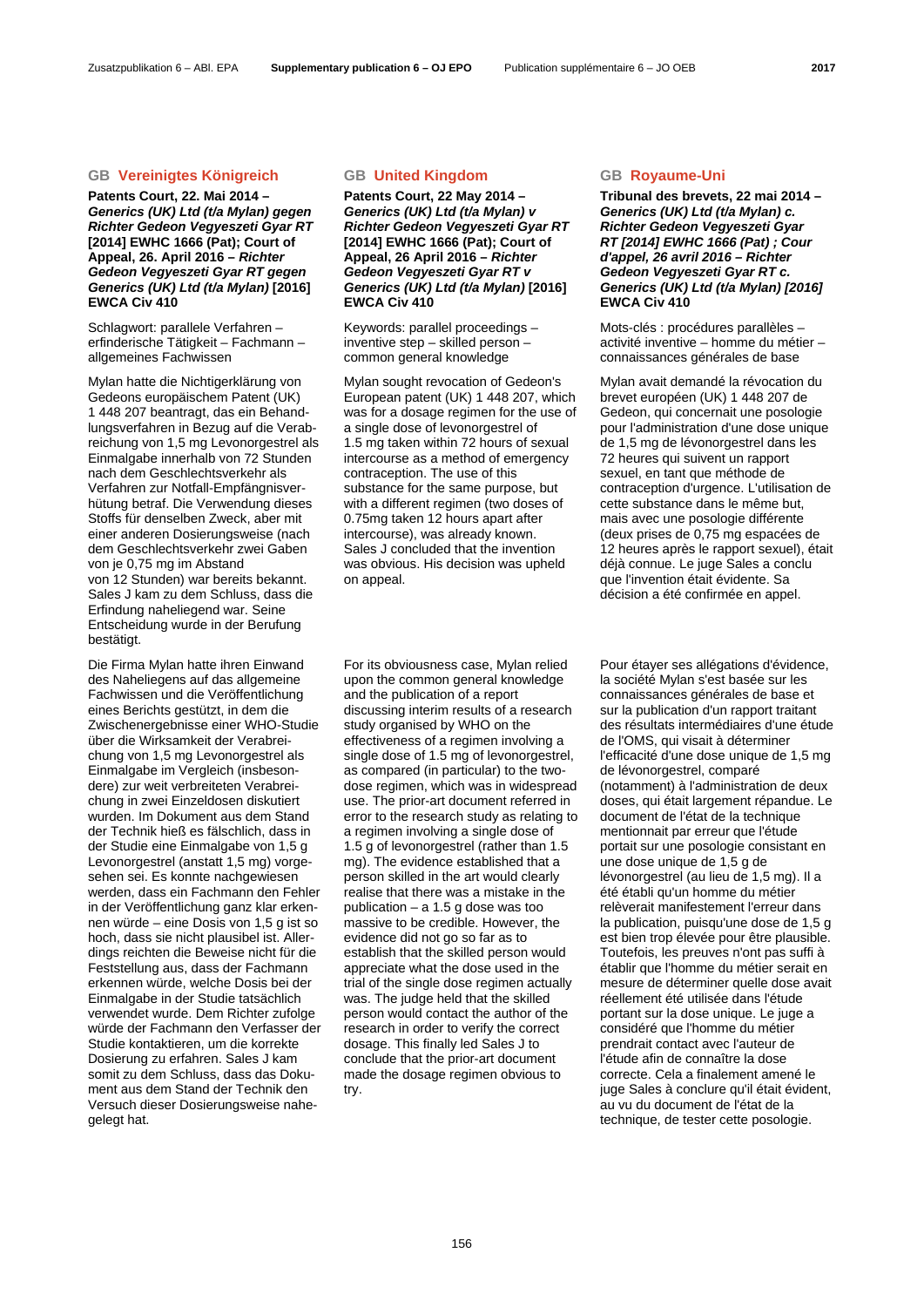## GB Vereinigtes Königreich

**Patents Court, 22. Mai 2014 – *Generics (UK) Ltd (t/a Mylan) gegen Richter Gedeon Vegyeszeti Gyar RT* [2014] EWHC 1666 (Pat); Court of Appeal, 26. April 2016 – *Richter Gedeon Vegyeszeti Gyar RT gegen Generics (UK) Ltd (t/a Mylan)* [2016] EWCA Civ 410**

Schlagwort: parallele Verfahren – erfinderische Tätigkeit – Fachmann – allgemeines Fachwissen

Mylan hatte die Nichtigerklärung von Gedeons europäischem Patent (UK) 1 448 207 beantragt, das ein Behandlungsverfahren in Bezug auf die Verabreichung von 1,5 mg Levonorgestrel als Einmalgabe innerhalb von 72 Stunden nach dem Geschlechtsverkehr als Verfahren zur Notfall-Empfängnisverhütung betraf. Die Verwendung dieses Stoffs für denselben Zweck, aber mit einer anderen Dosierungsweise (nach dem Geschlechtsverkehr zwei Gaben von je 0,75 mg im Abstand von 12 Stunden) war bereits bekannt. Sales J kam zu dem Schluss, dass die Erfindung naheliegend war. Seine Entscheidung wurde in der Berufung bestätigt.

Die Firma Mylan hatte ihren Einwand des Naheliegens auf das allgemeine Fachwissen und die Veröffentlichung eines Berichts gestützt, in dem die Zwischenergebnisse einer WHO-Studie über die Wirksamkeit der Verabreichung von 1,5 mg Levonorgestrel als Einmalgabe im Vergleich (insbesondere) zur weit verbreiteten Verabreichung in zwei Einzeldosen diskutiert wurden. Im Dokument aus dem Stand der Technik hieß es fälschlich, dass in der Studie eine Einmalgabe von 1,5 g Levonorgestrel (anstatt 1,5 mg) vorgesehen sei. Es konnte nachgewiesen werden, dass ein Fachmann den Fehler in der Veröffentlichung ganz klar erkennen würde – eine Dosis von 1,5 g ist so hoch, dass sie nicht plausibel ist. Allerdings reichten die Beweise nicht für die Feststellung aus, dass der Fachmann erkennen würde, welche Dosis bei der Einmalgabe in der Studie tatsächlich verwendet wurde. Dem Richter zufolge würde der Fachmann den Verfasser der Studie kontaktieren, um die korrekte Dosierung zu erfahren. Sales J kam somit zu dem Schluss, dass das Dokument aus dem Stand der Technik den Versuch dieser Dosierungsweise nahegelegt hat.

## GB United Kingdom

**Patents Court, 22 May 2014 – *Generics (UK) Ltd (t/a Mylan) v Richter Gedeon Vegyeszeti Gyar RT* [2014] EWHC 1666 (Pat); Court of Appeal, 26 April 2016 – *Richter Gedeon Vegyeszeti Gyar RT v Generics (UK) Ltd (t/a Mylan)* [2016] EWCA Civ 410**

Keywords: parallel proceedings – inventive step – skilled person – common general knowledge

Mylan sought revocation of Gedeon's European patent (UK) 1 448 207, which was for a dosage regimen for the use of a single dose of levonorgestrel of 1.5 mg taken within 72 hours of sexual intercourse as a method of emergency contraception. The use of this substance for the same purpose, but with a different regimen (two doses of 0.75mg taken 12 hours apart after intercourse), was already known. Sales J concluded that the invention was obvious. His decision was upheld on appeal.

For its obviousness case, Mylan relied upon the common general knowledge and the publication of a report discussing interim results of a research study organised by WHO on the effectiveness of a regimen involving a single dose of 1.5 mg of levonorgestrel, as compared (in particular) to the two-dose regimen, which was in widespread use. The prior-art document referred in error to the research study as relating to a regimen involving a single dose of 1.5 g of levonorgestrel (rather than 1.5 mg). The evidence established that a person skilled in the art would clearly realise that there was a mistake in the publication – a 1.5 g dose was too massive to be credible. However, the evidence did not go so far as to establish that the skilled person would appreciate what the dose used in the trial of the single dose regimen actually was. The judge held that the skilled person would contact the author of the research in order to verify the correct dosage. This finally led Sales J to conclude that the prior-art document made the dosage regimen obvious to try.

## GB Royaume-Uni

***Tribunal des brevets, 22 mai 2014 – Generics (UK) Ltd (t/a Mylan) c. Richter Gedeon Vegyeszeti Gyar RT [2014] EWHC 1666 (Pat) ; Cour d'appel, 26 avril 2016 – Richter Gedeon Vegyeszeti Gyar RT c. Generics (UK) Ltd (t/a Mylan) [2016]* EWCA Civ 410**

Mots-clés : procédures parallèles – activité inventive – homme du métier – connaissances générales de base

Mylan avait demandé la révocation du brevet européen (UK) 1 448 207 de Gedeon, qui concernait une posologie pour l'administration d'une dose unique de 1,5 mg de lévonorgestrel dans les 72 heures qui suivent un rapport sexuel, en tant que méthode de contraception d'urgence. L'utilisation de cette substance dans le même but, mais avec une posologie différente (deux prises de 0,75 mg espacées de 12 heures après le rapport sexuel), était déjà connue. Le juge Sales a conclu que l'invention était évidente. Sa décision a été confirmée en appel.

Pour étayer ses allégations d'évidence, la société Mylan s'est basée sur les connaissances générales de base et sur la publication d'un rapport traitant des résultats intermédiaires d'une étude de l'OMS, qui visait à déterminer l'efficacité d'une dose unique de 1,5 mg de lévonorgestrel, comparé (notamment) à l'administration de deux doses, qui était largement répandue. Le document de l'état de la technique mentionnait par erreur que l'étude portait sur une posologie consistant en une dose unique de 1,5 g de lévonorgestrel (au lieu de 1,5 mg). Il a été établi qu'un homme du métier relèverait manifestement l'erreur dans la publication, puisqu'une dose de 1,5 g est bien trop élevée pour être plausible. Toutefois, les preuves n'ont pas suffi à établir que l'homme du métier serait en mesure de déterminer quelle dose avait réellement été utilisée dans l'étude portant sur la dose unique. Le juge a considéré que l'homme du métier prendrait contact avec l'auteur de l'étude afin de connaître la dose correcte. Cela a finalement amené le juge Sales à conclure qu'il était évident, au vu du document de l'état de la technique, de tester cette posologie.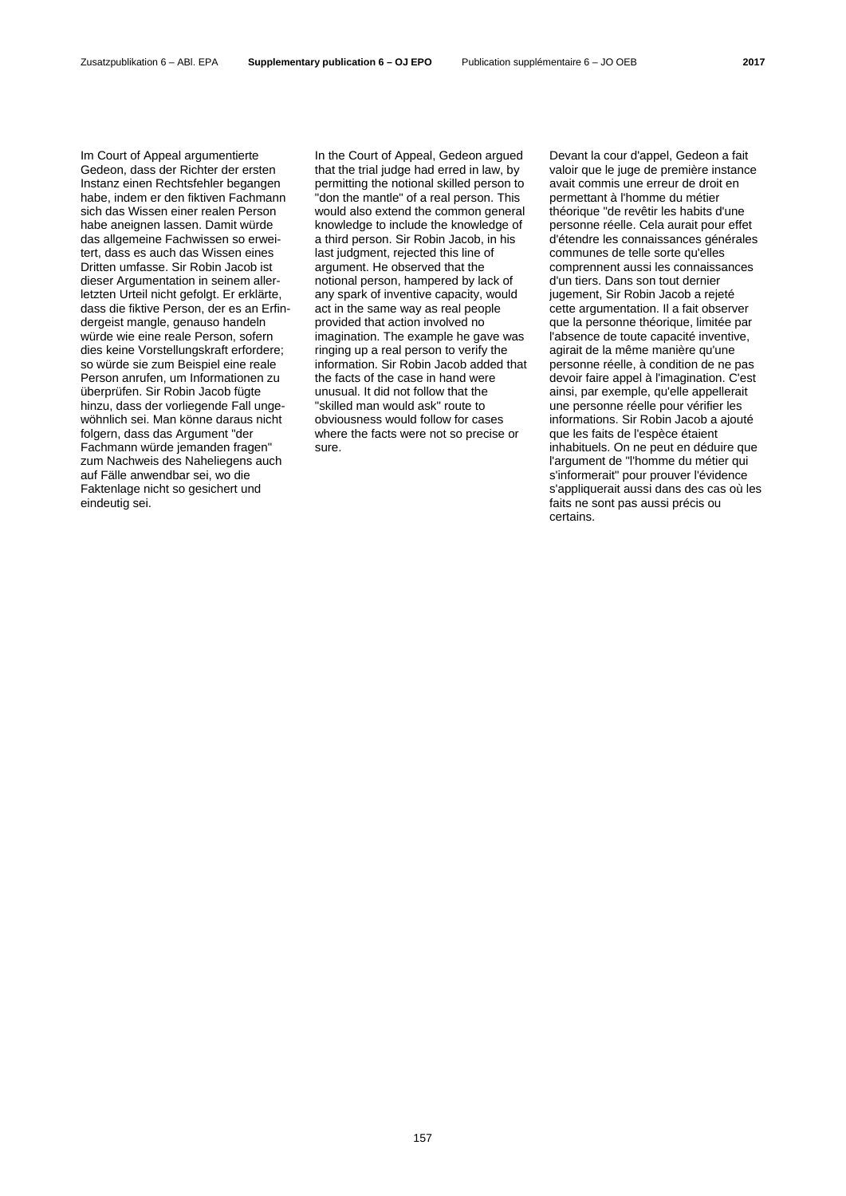Im Court of Appeal argumentierte Gedeon, dass der Richter der ersten Instanz einen Rechtsfehler begangen habe, indem er den fiktiven Fachmann sich das Wissen einer realen Person habe aneignen lassen. Damit würde das allgemeine Fachwissen so erweitert, dass es auch das Wissen eines Dritten umfasse. Sir Robin Jacob ist dieser Argumentation in seinem allerletzten Urteil nicht gefolgt. Er erklärte, dass die fiktive Person, der es an Erfindergeist mangle, genauso handeln würde wie eine reale Person, sofern dies keine Vorstellungskraft erfordere; so würde sie zum Beispiel eine reale Person anrufen, um Informationen zu überprüfen. Sir Robin Jacob fügte hinzu, dass der vorliegende Fall ungewöhnlich sei. Man könne daraus nicht folgern, dass das Argument "der Fachmann würde jemanden fragen" zum Nachweis des Naheliegens auch auf Fälle anwendbar sei, wo die Faktenlage nicht so gesichert und eindeutig sei.

In the Court of Appeal, Gedeon argued that the trial judge had erred in law, by permitting the notional skilled person to "don the mantle" of a real person. This would also extend the common general knowledge to include the knowledge of a third person. Sir Robin Jacob, in his last judgment, rejected this line of argument. He observed that the notional person, hampered by lack of any spark of inventive capacity, would act in the same way as real people provided that action involved no imagination. The example he gave was ringing up a real person to verify the information. Sir Robin Jacob added that the facts of the case in hand were unusual. It did not follow that the "skilled man would ask" route to obviousness would follow for cases where the facts were not so precise or sure.

Devant la cour d'appel, Gedeon a fait valoir que le juge de première instance avait commis une erreur de droit en permettant à l'homme du métier théorique "de revêtir les habits d'une personne réelle. Cela aurait pour effet d'étendre les connaissances générales communes de telle sorte qu'elles comprennent aussi les connaissances d'un tiers. Dans son tout dernier jugement, Sir Robin Jacob a rejeté cette argumentation. Il a fait observer que la personne théorique, limitée par l'absence de toute capacité inventive, agirait de la même manière qu'une personne réelle, à condition de ne pas devoir faire appel à l'imagination. C'est ainsi, par exemple, qu'elle appellerait une personne réelle pour vérifier les informations. Sir Robin Jacob a ajouté que les faits de l'espèce étaient inhabituels. On ne peut en déduire que l'argument de "l'homme du métier qui s'informerait" pour prouver l'évidence s'appliquerait aussi dans des cas où les faits ne sont pas aussi précis ou certains.